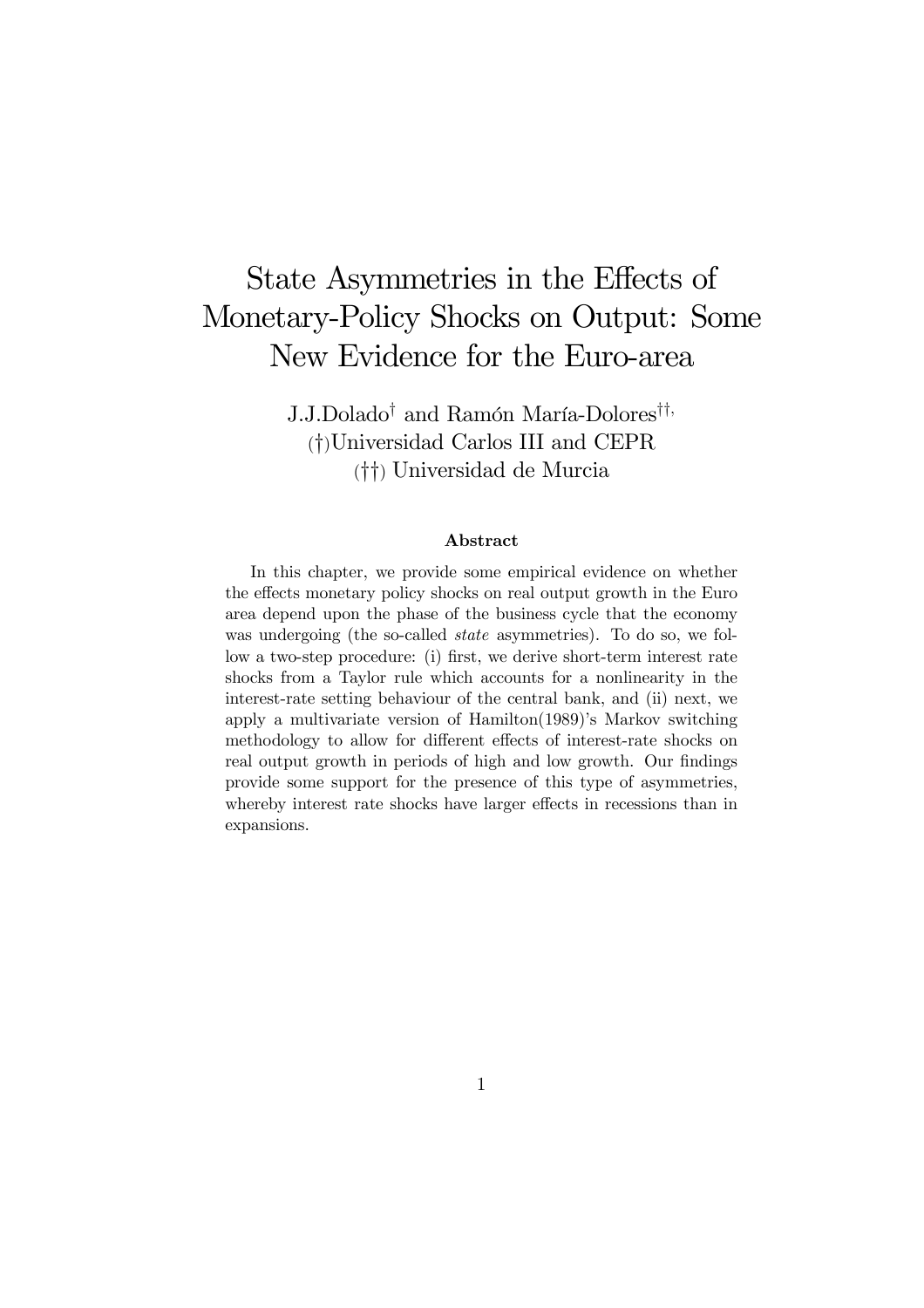# State Asymmetries in the Effects of Monetary-Policy Shocks on Output: Some New Evidence for the Euro-area

J.J.Dolado[†] and Ramón María-Dolores[††,]

(†)Universidad Carlos III and CEPR

(††) Universidad de Murcia

**Abstract**

In this chapter, we provide some empirical evidence on whether the effects monetary policy shocks on real output growth in the Euro area depend upon the phase of the business cycle that the economy was undergoing (the so-called *state* asymmetries). To do so, we follow a two-step procedure: (i) first, we derive short-term interest rate shocks from a Taylor rule which accounts for a nonlinearity in the interest-rate setting behaviour of the central bank, and (ii) next, we apply a multivariate version of Hamilton(1989)'s Markov switching methodology to allow for different effects of interest-rate shocks on real output growth in periods of high and low growth. Our findings provide some support for the presence of this type of asymmetries, whereby interest rate shocks have larger effects in recessions than in expansions.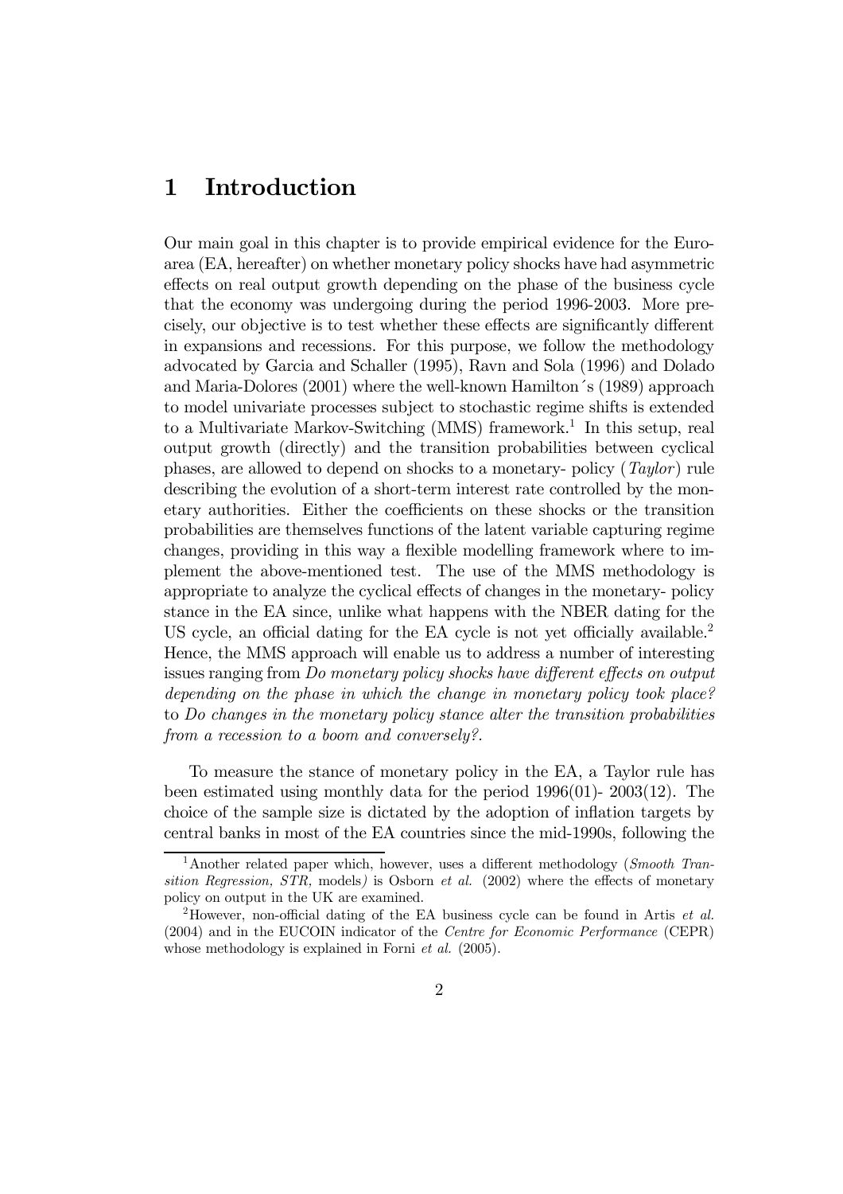# 1 Introduction

Our main goal in this chapter is to provide empirical evidence for the Euro-area (EA, hereafter) on whether monetary policy shocks have had asymmetric effects on real output growth depending on the phase of the business cycle that the economy was undergoing during the period 1996-2003. More precisely, our objective is to test whether these effects are significantly different in expansions and recessions. For this purpose, we follow the methodology advocated by Garcia and Schaller (1995), Ravn and Sola (1996) and Dolado and Maria-Dolores (2001) where the well-known Hamilton´s (1989) approach to model univariate processes subject to stochastic regime shifts is extended to a Multivariate Markov-Switching (MMS) framework.[1] In this setup, real output growth (directly) and the transition probabilities between cyclical phases, are allowed to depend on shocks to a monetary- policy (*Taylor*) rule describing the evolution of a short-term interest rate controlled by the monetary authorities. Either the coefficients on these shocks or the transition probabilities are themselves functions of the latent variable capturing regime changes, providing in this way a flexible modelling framework where to implement the above-mentioned test. The use of the MMS methodology is appropriate to analyze the cyclical effects of changes in the monetary- policy stance in the EA since, unlike what happens with the NBER dating for the US cycle, an official dating for the EA cycle is not yet officially available.[2] Hence, the MMS approach will enable us to address a number of interesting issues ranging from *Do monetary policy shocks have different effects on output depending on the phase in which the change in monetary policy took place?* to *Do changes in the monetary policy stance alter the transition probabilities from a recession to a boom and conversely?*.

To measure the stance of monetary policy in the EA, a Taylor rule has been estimated using monthly data for the period 1996(01)- 2003(12). The choice of the sample size is dictated by the adoption of inflation targets by central banks in most of the EA countries since the mid-1990s, following the

[1] Another related paper which, however, uses a different methodology (*Smooth Transition Regression, STR,* models) is Osborn *et al.* (2002) where the effects of monetary policy on output in the UK are examined.

[2] However, non-official dating of the EA business cycle can be found in Artis *et al.* (2004) and in the EUCOIN indicator of the *Centre for Economic Performance* (CEPR) whose methodology is explained in Forni *et al.* (2005).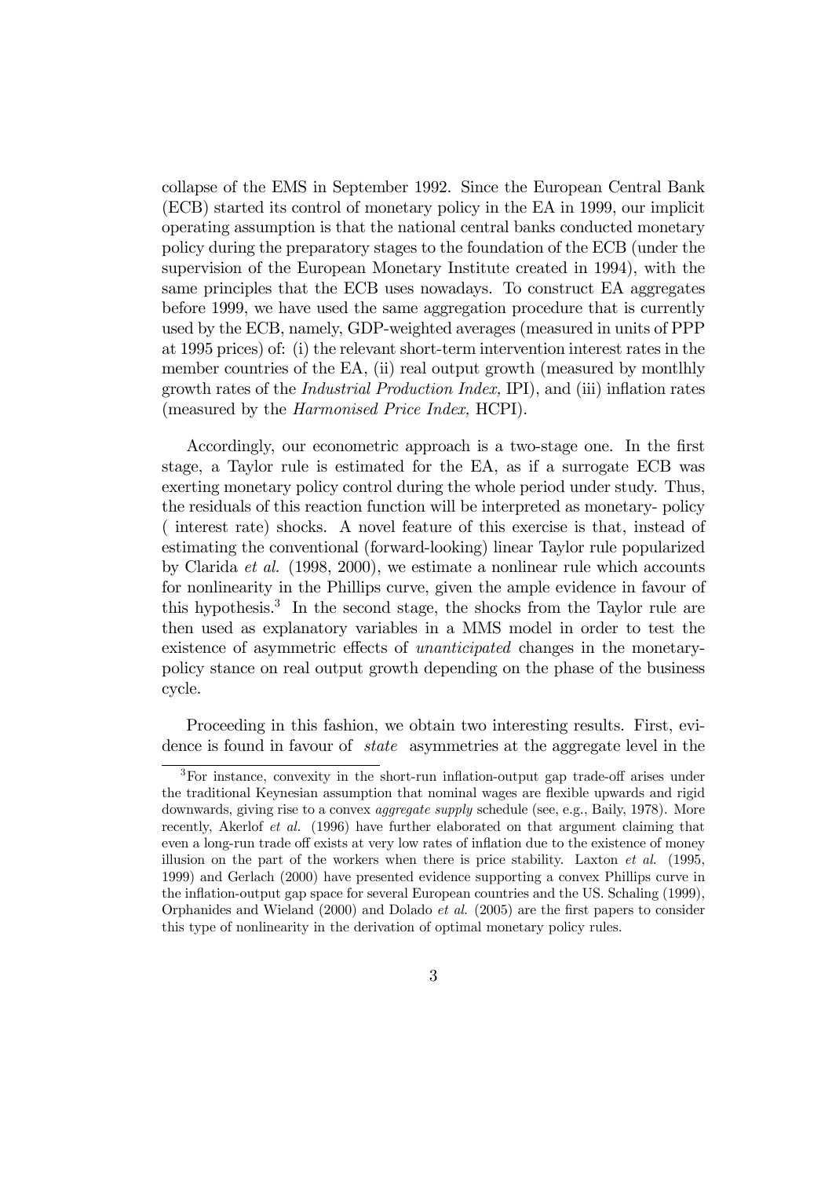collapse of the EMS in September 1992. Since the European Central Bank (ECB) started its control of monetary policy in the EA in 1999, our implicit operating assumption is that the national central banks conducted monetary policy during the preparatory stages to the foundation of the ECB (under the supervision of the European Monetary Institute created in 1994), with the same principles that the ECB uses nowadays. To construct EA aggregates before 1999, we have used the same aggregation procedure that is currently used by the ECB, namely, GDP-weighted averages (measured in units of PPP at 1995 prices) of: (i) the relevant short-term intervention interest rates in the member countries of the EA, (ii) real output growth (measured by montlhly growth rates of the *Industrial Production Index,* IPI), and (iii) inflation rates (measured by the *Harmonised Price Index,* HCPI).

Accordingly, our econometric approach is a two-stage one. In the first stage, a Taylor rule is estimated for the EA, as if a surrogate ECB was exerting monetary policy control during the whole period under study. Thus, the residuals of this reaction function will be interpreted as monetary- policy ( interest rate) shocks. A novel feature of this exercise is that, instead of estimating the conventional (forward-looking) linear Taylor rule popularized by Clarida *et al.* (1998, 2000), we estimate a nonlinear rule which accounts for nonlinearity in the Phillips curve, given the ample evidence in favour of this hypothesis.[3] In the second stage, the shocks from the Taylor rule are then used as explanatory variables in a MMS model in order to test the existence of asymmetric effects of *unanticipated* changes in the monetary-policy stance on real output growth depending on the phase of the business cycle.

Proceeding in this fashion, we obtain two interesting results. First, evidence is found in favour of *state* asymmetries at the aggregate level in the

[3]For instance, convexity in the short-run inflation-output gap trade-off arises under the traditional Keynesian assumption that nominal wages are flexible upwards and rigid downwards, giving rise to a convex *aggregate supply* schedule (see, e.g., Baily, 1978). More recently, Akerlof *et al.* (1996) have further elaborated on that argument claiming that even a long-run trade off exists at very low rates of inflation due to the existence of money illusion on the part of the workers when there is price stability. Laxton *et al.* (1995, 1999) and Gerlach (2000) have presented evidence supporting a convex Phillips curve in the inflation-output gap space for several European countries and the US. Schaling (1999), Orphanides and Wieland (2000) and Dolado *et al.* (2005) are the first papers to consider this type of nonlinearity in the derivation of optimal monetary policy rules.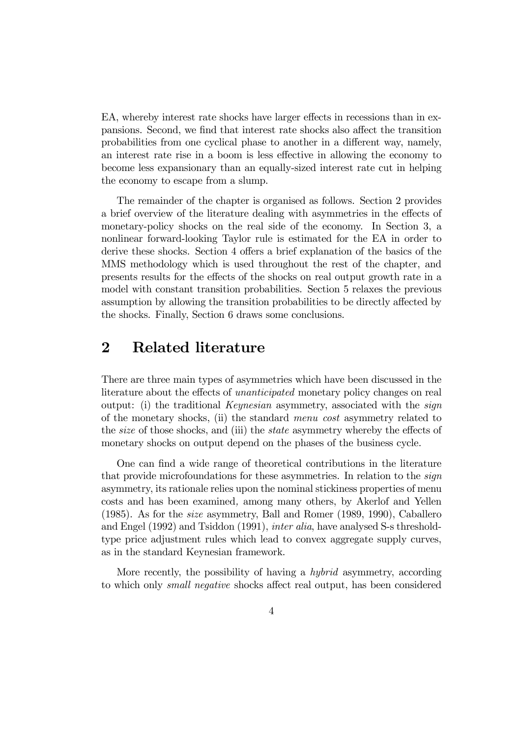EA, whereby interest rate shocks have larger effects in recessions than in expansions. Second, we find that interest rate shocks also affect the transition probabilities from one cyclical phase to another in a different way, namely, an interest rate rise in a boom is less effective in allowing the economy to become less expansionary than an equally-sized interest rate cut in helping the economy to escape from a slump.

The remainder of the chapter is organised as follows. Section 2 provides a brief overview of the literature dealing with asymmetries in the effects of monetary-policy shocks on the real side of the economy. In Section 3, a nonlinear forward-looking Taylor rule is estimated for the EA in order to derive these shocks. Section 4 offers a brief explanation of the basics of the MMS methodology which is used throughout the rest of the chapter, and presents results for the effects of the shocks on real output growth rate in a model with constant transition probabilities. Section 5 relaxes the previous assumption by allowing the transition probabilities to be directly affected by the shocks. Finally, Section 6 draws some conclusions.

## 2 Related literature

There are three main types of asymmetries which have been discussed in the literature about the effects of *unanticipated* monetary policy changes on real output: (i) the traditional *Keynesian* asymmetry, associated with the *sign* of the monetary shocks, (ii) the standard *menu cost* asymmetry related to the *size* of those shocks, and (iii) the *state* asymmetry whereby the effects of monetary shocks on output depend on the phases of the business cycle.

One can find a wide range of theoretical contributions in the literature that provide microfoundations for these asymmetries. In relation to the *sign* asymmetry, its rationale relies upon the nominal stickiness properties of menu costs and has been examined, among many others, by Akerlof and Yellen (1985). As for the *size* asymmetry, Ball and Romer (1989, 1990), Caballero and Engel (1992) and Tsiddon (1991), *inter alia*, have analysed S-s threshold-type price adjustment rules which lead to convex aggregate supply curves, as in the standard Keynesian framework.

More recently, the possibility of having a *hybrid* asymmetry, according to which only *small negative* shocks affect real output, has been considered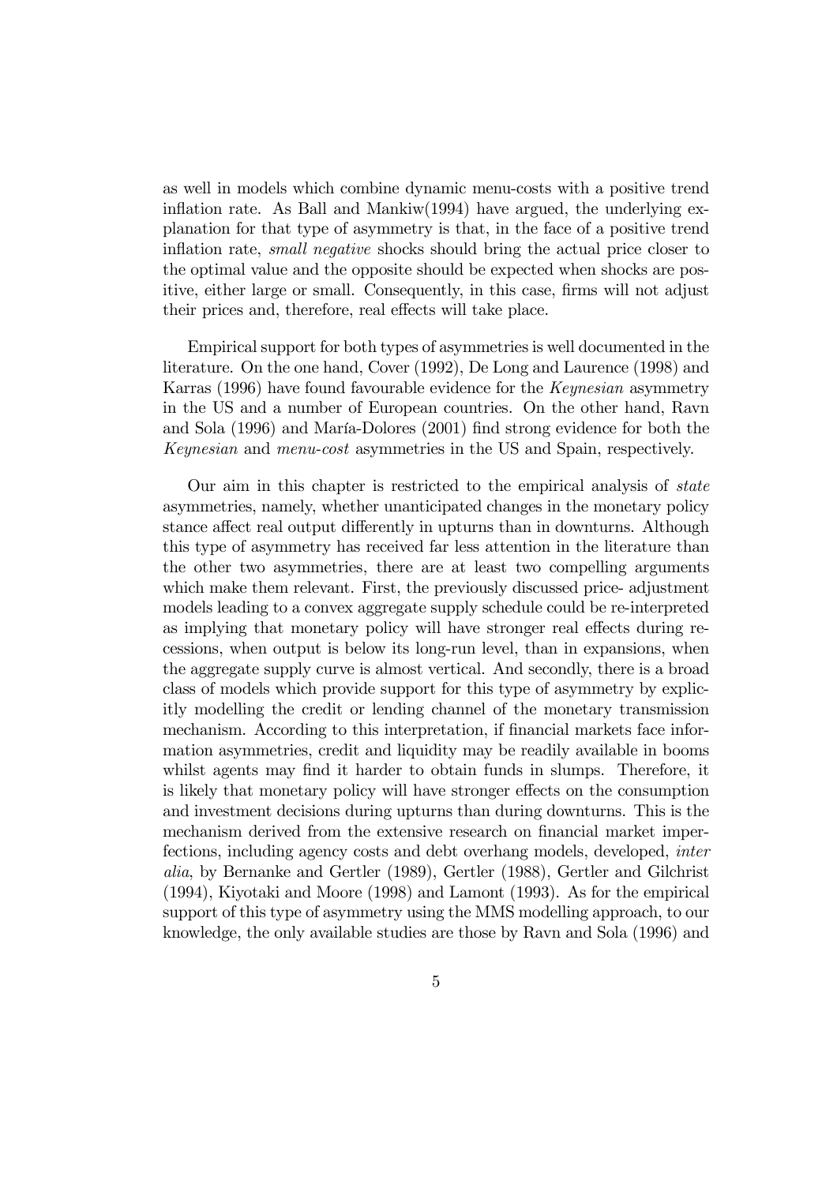as well in models which combine dynamic menu-costs with a positive trend inflation rate. As Ball and Mankiw(1994) have argued, the underlying explanation for that type of asymmetry is that, in the face of a positive trend inflation rate, *small negative* shocks should bring the actual price closer to the optimal value and the opposite should be expected when shocks are positive, either large or small. Consequently, in this case, firms will not adjust their prices and, therefore, real effects will take place.

Empirical support for both types of asymmetries is well documented in the literature. On the one hand, Cover (1992), De Long and Laurence (1998) and Karras (1996) have found favourable evidence for the *Keynesian* asymmetry in the US and a number of European countries. On the other hand, Ravn and Sola (1996) and María-Dolores (2001) find strong evidence for both the *Keynesian* and *menu-cost* asymmetries in the US and Spain, respectively.

Our aim in this chapter is restricted to the empirical analysis of *state* asymmetries, namely, whether unanticipated changes in the monetary policy stance affect real output differently in upturns than in downturns. Although this type of asymmetry has received far less attention in the literature than the other two asymmetries, there are at least two compelling arguments which make them relevant. First, the previously discussed price- adjustment models leading to a convex aggregate supply schedule could be re-interpreted as implying that monetary policy will have stronger real effects during recessions, when output is below its long-run level, than in expansions, when the aggregate supply curve is almost vertical. And secondly, there is a broad class of models which provide support for this type of asymmetry by explicitly modelling the credit or lending channel of the monetary transmission mechanism. According to this interpretation, if financial markets face information asymmetries, credit and liquidity may be readily available in booms whilst agents may find it harder to obtain funds in slumps. Therefore, it is likely that monetary policy will have stronger effects on the consumption and investment decisions during upturns than during downturns. This is the mechanism derived from the extensive research on financial market imperfections, including agency costs and debt overhang models, developed, *inter alia*, by Bernanke and Gertler (1989), Gertler (1988), Gertler and Gilchrist (1994), Kiyotaki and Moore (1998) and Lamont (1993). As for the empirical support of this type of asymmetry using the MMS modelling approach, to our knowledge, the only available studies are those by Ravn and Sola (1996) and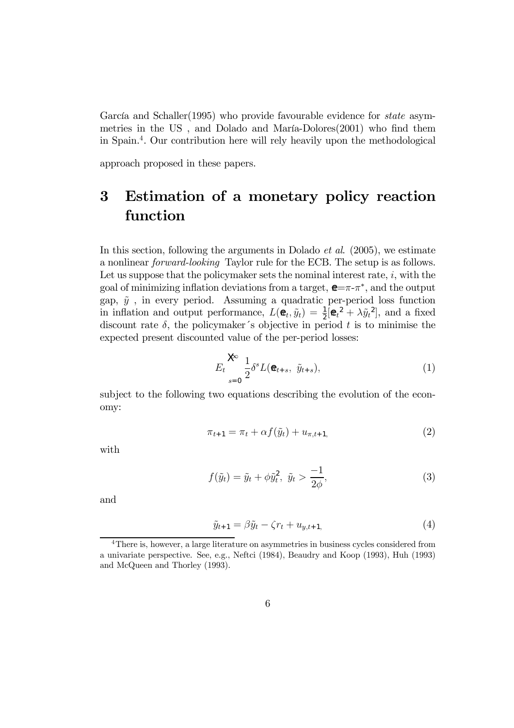García and Schaller(1995) who provide favourable evidence for *state* asymmetries in the US , and Dolado and María-Dolores(2001) who find them in Spain.[4]. Our contribution here will rely heavily upon the methodological approach proposed in these papers.

# 3 Estimation of a monetary policy reaction function

In this section, following the arguments in Dolado *et al.* (2005), we estimate a nonlinear *forward-looking* Taylor rule for the ECB. The setup is as follows. Let us suppose that the policymaker sets the nominal interest rate, $i$, with the goal of minimizing inflation deviations from a target, $\tilde{\pi}$=$\pi$-$\pi^*$, and the output gap, $\tilde{y}$ , in every period. Assuming a quadratic per-period loss function in inflation and output performance, $L(\tilde{\pi}_t, \tilde{y}_t) = \frac{1}{2}[\tilde{\pi}_t{}^2 + \lambda \tilde{y}_t{}^2]$, and a fixed discount rate $\delta$, the policymaker´s objective in period $t$ is to minimise the expected present discounted value of the per-period losses:

$$E_t \sum_{s=0}^{\infty} \frac{1}{2} \delta^s L(\tilde{\pi}_{t+s},\ \tilde{y}_{t+s}), \tag{1}$$

subject to the following two equations describing the evolution of the economy:

$$\pi_{t+1} = \pi_t + \alpha f(\tilde{y}_t) + u_{\pi,t+1,} \tag{2}$$

with

$$f(\tilde{y}_t) = \tilde{y}_t + \phi \tilde{y}_t^2,\ \tilde{y}_t > \frac{-1}{2\phi}, \tag{3}$$

and

$$\tilde{y}_{t+1} = \beta \tilde{y}_t - \zeta r_t + u_{y,t+1,} \tag{4}$$

[4] There is, however, a large literature on asymmetries in business cycles considered from a univariate perspective. See, e.g., Neftci (1984), Beaudry and Koop (1993), Huh (1993) and McQueen and Thorley (1993).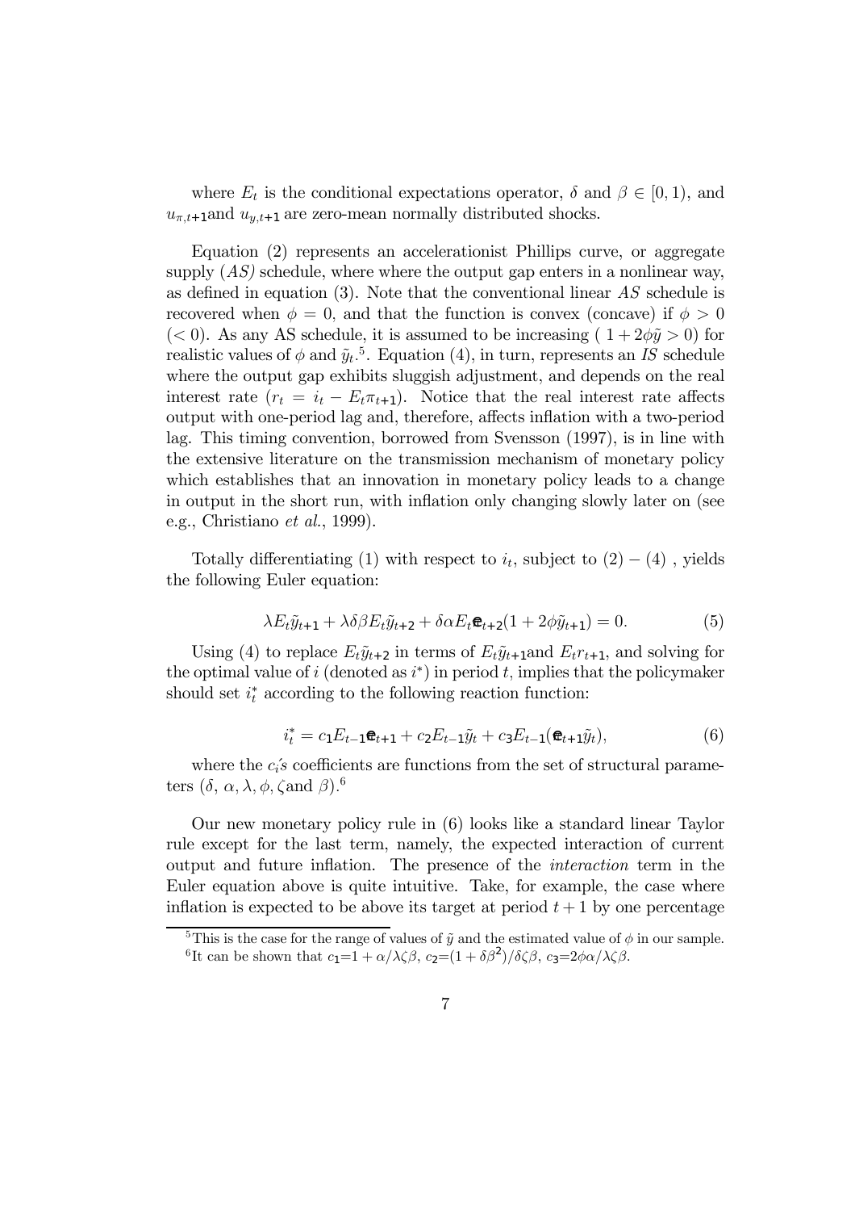where $E_t$ is the conditional expectations operator, $\delta$ and $\beta \in [0, 1)$, and $u_{\pi,t+1}$and $u_{y,t+1}$ are zero-mean normally distributed shocks.

Equation (2) represents an accelerationist Phillips curve, or aggregate supply (*AS)* schedule, where where the output gap enters in a nonlinear way, as defined in equation (3). Note that the conventional linear *AS* schedule is recovered when $\phi = 0$, and that the function is convex (concave) if $\phi > 0$ ($< 0$). As any AS schedule, it is assumed to be increasing ( $1 + 2\phi\tilde{y} > 0$) for realistic values of $\phi$ and $\tilde{y}_t$.[5]. Equation (4), in turn, represents an *IS* schedule where the output gap exhibits sluggish adjustment, and depends on the real interest rate ($r_t = i_t - E_t\pi_{t+1}$). Notice that the real interest rate affects output with one-period lag and, therefore, affects inflation with a two-period lag. This timing convention, borrowed from Svensson (1997), is in line with the extensive literature on the transmission mechanism of monetary policy which establishes that an innovation in monetary policy leads to a change in output in the short run, with inflation only changing slowly later on (see e.g., Christiano *et al.*, 1999).

Totally differentiating (1) with respect to $i_t$, subject to $(2) - (4)$ , yields the following Euler equation:

$$\lambda E_t\tilde{y}_{t+1} + \lambda\delta\beta E_t\tilde{y}_{t+2} + \delta\alpha E_t\tilde{\pi}_{t+2}(1 + 2\phi\tilde{y}_{t+1}) = 0. \tag{5}$$

Using (4) to replace $E_t\tilde{y}_{t+2}$ in terms of $E_t\tilde{y}_{t+1}$and $E_tr_{t+1}$, and solving for the optimal value of $i$ (denoted as $i^*$) in period $t$, implies that the policymaker should set $i_t^*$ according to the following reaction function:

$$i_t^* = c_1E_{t-1}\tilde{\pi}_{t+1} + c_2E_{t-1}\tilde{y}_t + c_3E_{t-1}(\tilde{\pi}_{t+1}\tilde{y}_t), \tag{6}$$

where the $c_i$'s coefficients are functions from the set of structural parameters ($\delta$, $\alpha, \lambda, \phi, \zeta$and $\beta$).[6]

Our new monetary policy rule in (6) looks like a standard linear Taylor rule except for the last term, namely, the expected interaction of current output and future inflation. The presence of the *interaction* term in the Euler equation above is quite intuitive. Take, for example, the case where inflation is expected to be above its target at period $t + 1$ by one percentage

[5] This is the case for the range of values of $\tilde{y}$ and the estimated value of $\phi$ in our sample.

[6] It can be shown that $c_1$=$1 + \alpha/\lambda\zeta\beta$, $c_2$=$(1 + \delta\beta^2)/\delta\zeta\beta$, $c_3$=$2\phi\alpha/\lambda\zeta\beta$.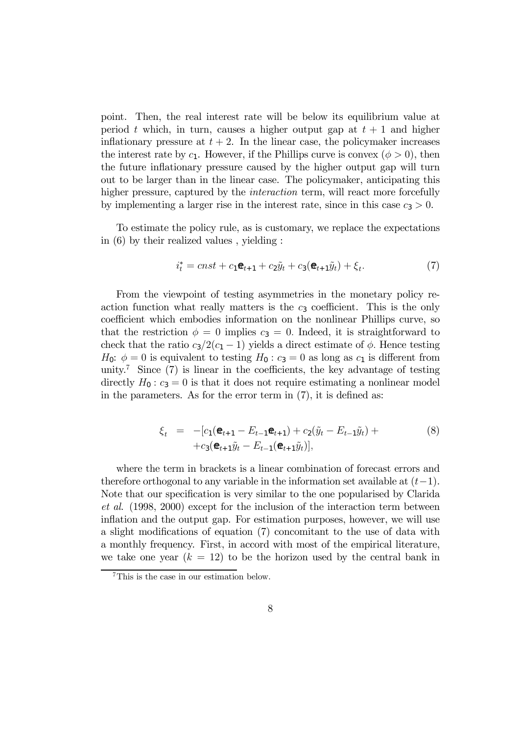point. Then, the real interest rate will be below its equilibrium value at period $t$ which, in turn, causes a higher output gap at $t+1$ and higher inflationary pressure at $t+2$. In the linear case, the policymaker increases the interest rate by $c_1$. However, if the Phillips curve is convex ($\phi > 0$), then the future inflationary pressure caused by the higher output gap will turn out to be larger than in the linear case. The policymaker, anticipating this higher pressure, captured by the *interaction* term, will react more forcefully by implementing a larger rise in the interest rate, since in this case $c_3 > 0$.

To estimate the policy rule, as is customary, we replace the expectations in (6) by their realized values , yielding :

$$i_t^* = cnst + c_1\pi_{t+1} + c_2\tilde{y}_t + c_3(\pi_{t+1}\tilde{y}_t) + \xi_t. \tag{7}$$

From the viewpoint of testing asymmetries in the monetary policy reaction function what really matters is the $c_3$ coefficient. This is the only coefficient which embodies information on the nonlinear Phillips curve, so that the restriction $\phi = 0$ implies $c_3 = 0$. Indeed, it is straightforward to check that the ratio $c_3/2(c_1 - 1)$ yields a direct estimate of $\phi$. Hence testing $H_0$: $\phi = 0$ is equivalent to testing $H_0 : c_3 = 0$ as long as $c_1$ is different from unity.[7] Since (7) is linear in the coefficients, the key advantage of testing directly $H_0 : c_3 = 0$ is that it does not require estimating a nonlinear model in the parameters. As for the error term in (7), it is defined as:

$$\begin{aligned} \xi_t &= -[c_1(\pi_{t+1} - E_{t-1}\pi_{t+1}) + c_2(\tilde{y}_t - E_{t-1}\tilde{y}_t) + \\ &\quad + c_3(\pi_{t+1}\tilde{y}_t - E_{t-1}(\pi_{t+1}\tilde{y}_t)], \end{aligned} \tag{8}$$

where the term in brackets is a linear combination of forecast errors and therefore orthogonal to any variable in the information set available at $(t-1)$. Note that our specification is very similar to the one popularised by Clarida *et al.* (1998, 2000) except for the inclusion of the interaction term between inflation and the output gap. For estimation purposes, however, we will use a slight modifications of equation (7) concomitant to the use of data with a monthly frequency. First, in accord with most of the empirical literature, we take one year ($k = 12$) to be the horizon used by the central bank in

[7] This is the case in our estimation below.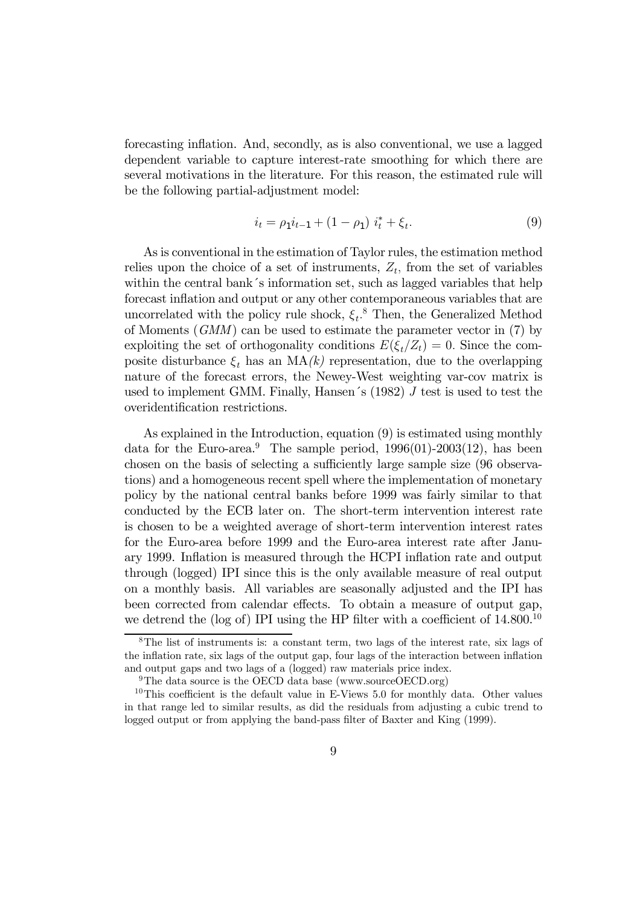forecasting inflation. And, secondly, as is also conventional, we use a lagged dependent variable to capture interest-rate smoothing for which there are several motivations in the literature. For this reason, the estimated rule will be the following partial-adjustment model:

$$i_t = \rho_1 i_{t-1} + (1 - \rho_1)\ i_t^* + \xi_t. \tag{9}$$

As is conventional in the estimation of Taylor rules, the estimation method relies upon the choice of a set of instruments, $Z_t$, from the set of variables within the central bank´s information set, such as lagged variables that help forecast inflation and output or any other contemporaneous variables that are uncorrelated with the policy rule shock, $\xi_t$.[8] Then, the Generalized Method of Moments (*GMM*) can be used to estimate the parameter vector in (7) by exploiting the set of orthogonality conditions $E(\xi_t/Z_t) = 0$. Since the composite disturbance $\xi_t$ has an MA*(k)* representation, due to the overlapping nature of the forecast errors, the Newey-West weighting var-cov matrix is used to implement GMM. Finally, Hansen´s (1982) $J$ test is used to test the overidentification restrictions.

As explained in the Introduction, equation (9) is estimated using monthly data for the Euro-area.[9] The sample period, 1996(01)-2003(12), has been chosen on the basis of selecting a sufficiently large sample size (96 observations) and a homogeneous recent spell where the implementation of monetary policy by the national central banks before 1999 was fairly similar to that conducted by the ECB later on. The short-term intervention interest rate is chosen to be a weighted average of short-term intervention interest rates for the Euro-area before 1999 and the Euro-area interest rate after January 1999. Inflation is measured through the HCPI inflation rate and output through (logged) IPI since this is the only available measure of real output on a monthly basis. All variables are seasonally adjusted and the IPI has been corrected from calendar effects. To obtain a measure of output gap, we detrend the (log of) IPI using the HP filter with a coefficient of 14.800.[10]

[8] The list of instruments is: a constant term, two lags of the interest rate, six lags of the inflation rate, six lags of the output gap, four lags of the interaction between inflation and output gaps and two lags of a (logged) raw materials price index.

[9] The data source is the OECD data base (www.sourceOECD.org)

[10] This coefficient is the default value in E-Views 5.0 for monthly data. Other values in that range led to similar results, as did the residuals from adjusting a cubic trend to logged output or from applying the band-pass filter of Baxter and King (1999).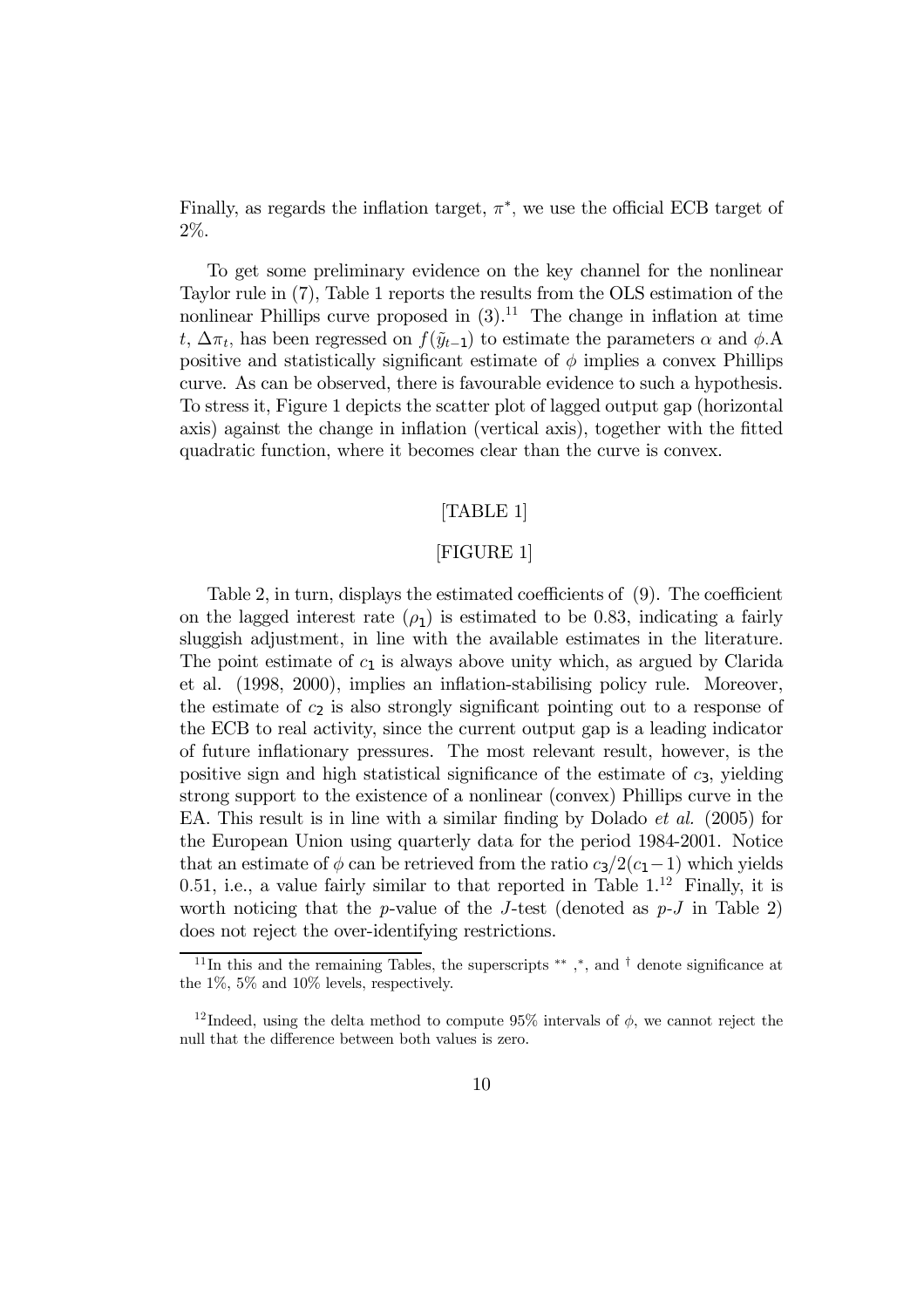Finally, as regards the inflation target, $\pi^*$, we use the official ECB target of 2%.

To get some preliminary evidence on the key channel for the nonlinear Taylor rule in (7), Table 1 reports the results from the OLS estimation of the nonlinear Phillips curve proposed in (3).[11] The change in inflation at time $t$, $\Delta\pi_t$, has been regressed on $f(\tilde{y}_{t-1})$ to estimate the parameters $\alpha$ and $\phi$.A positive and statistically significant estimate of $\phi$ implies a convex Phillips curve. As can be observed, there is favourable evidence to such a hypothesis. To stress it, Figure 1 depicts the scatter plot of lagged output gap (horizontal axis) against the change in inflation (vertical axis), together with the fitted quadratic function, where it becomes clear than the curve is convex.

[TABLE 1]

[FIGURE 1]

Table 2, in turn, displays the estimated coefficients of (9). The coefficient on the lagged interest rate ($\rho_1$) is estimated to be 0.83, indicating a fairly sluggish adjustment, in line with the available estimates in the literature. The point estimate of $c_1$ is always above unity which, as argued by Clarida et al. (1998, 2000), implies an inflation-stabilising policy rule. Moreover, the estimate of $c_2$ is also strongly significant pointing out to a response of the ECB to real activity, since the current output gap is a leading indicator of future inflationary pressures. The most relevant result, however, is the positive sign and high statistical significance of the estimate of $c_3$, yielding strong support to the existence of a nonlinear (convex) Phillips curve in the EA. This result is in line with a similar finding by Dolado *et al.* (2005) for the European Union using quarterly data for the period 1984-2001. Notice that an estimate of $\phi$ can be retrieved from the ratio $c_3/2(c_1-1)$ which yields 0.51, i.e., a value fairly similar to that reported in Table 1.[12] Finally, it is worth noticing that the $p$-value of the $J$-test (denoted as $p$-$J$ in Table 2) does not reject the over-identifying restrictions.

---

[11] In this and the remaining Tables, the superscripts $^{**}$, $^{*}$, and $^{\dagger}$ denote significance at the 1%, 5% and 10% levels, respectively.

[12] Indeed, using the delta method to compute 95% intervals of $\phi$, we cannot reject the null that the difference between both values is zero.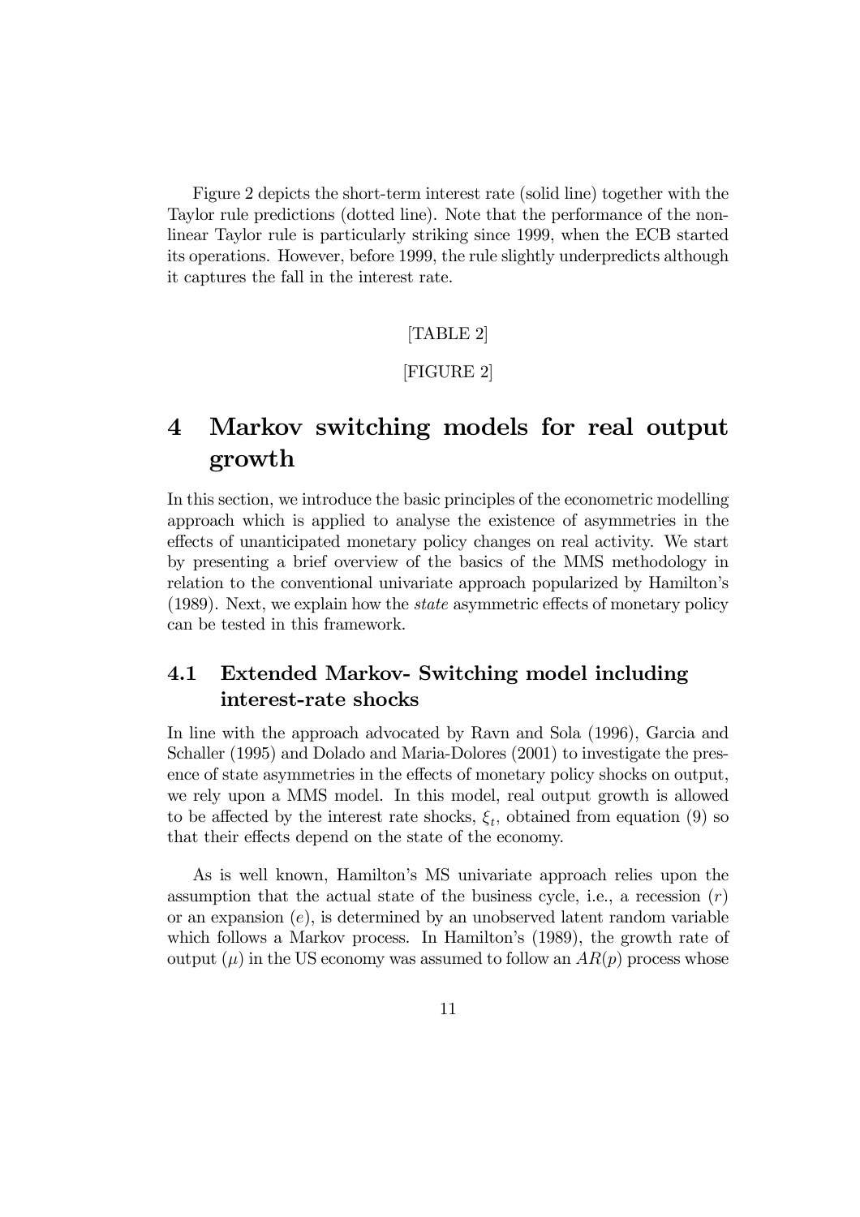Figure 2 depicts the short-term interest rate (solid line) together with the Taylor rule predictions (dotted line). Note that the performance of the non-linear Taylor rule is particularly striking since 1999, when the ECB started its operations. However, before 1999, the rule slightly underpredicts although it captures the fall in the interest rate.

[TABLE 2]

[FIGURE 2]

# 4 Markov switching models for real output growth

In this section, we introduce the basic principles of the econometric modelling approach which is applied to analyse the existence of asymmetries in the effects of unanticipated monetary policy changes on real activity. We start by presenting a brief overview of the basics of the MMS methodology in relation to the conventional univariate approach popularized by Hamilton's (1989). Next, we explain how the *state* asymmetric effects of monetary policy can be tested in this framework.

## 4.1 Extended Markov- Switching model including interest-rate shocks

In line with the approach advocated by Ravn and Sola (1996), Garcia and Schaller (1995) and Dolado and Maria-Dolores (2001) to investigate the presence of state asymmetries in the effects of monetary policy shocks on output, we rely upon a MMS model. In this model, real output growth is allowed to be affected by the interest rate shocks, $\xi_t$, obtained from equation (9) so that their effects depend on the state of the economy.

As is well known, Hamilton's MS univariate approach relies upon the assumption that the actual state of the business cycle, i.e., a recession $(r)$ or an expansion $(e)$, is determined by an unobserved latent random variable which follows a Markov process. In Hamilton's (1989), the growth rate of output $(\mu)$ in the US economy was assumed to follow an $AR(p)$ process whose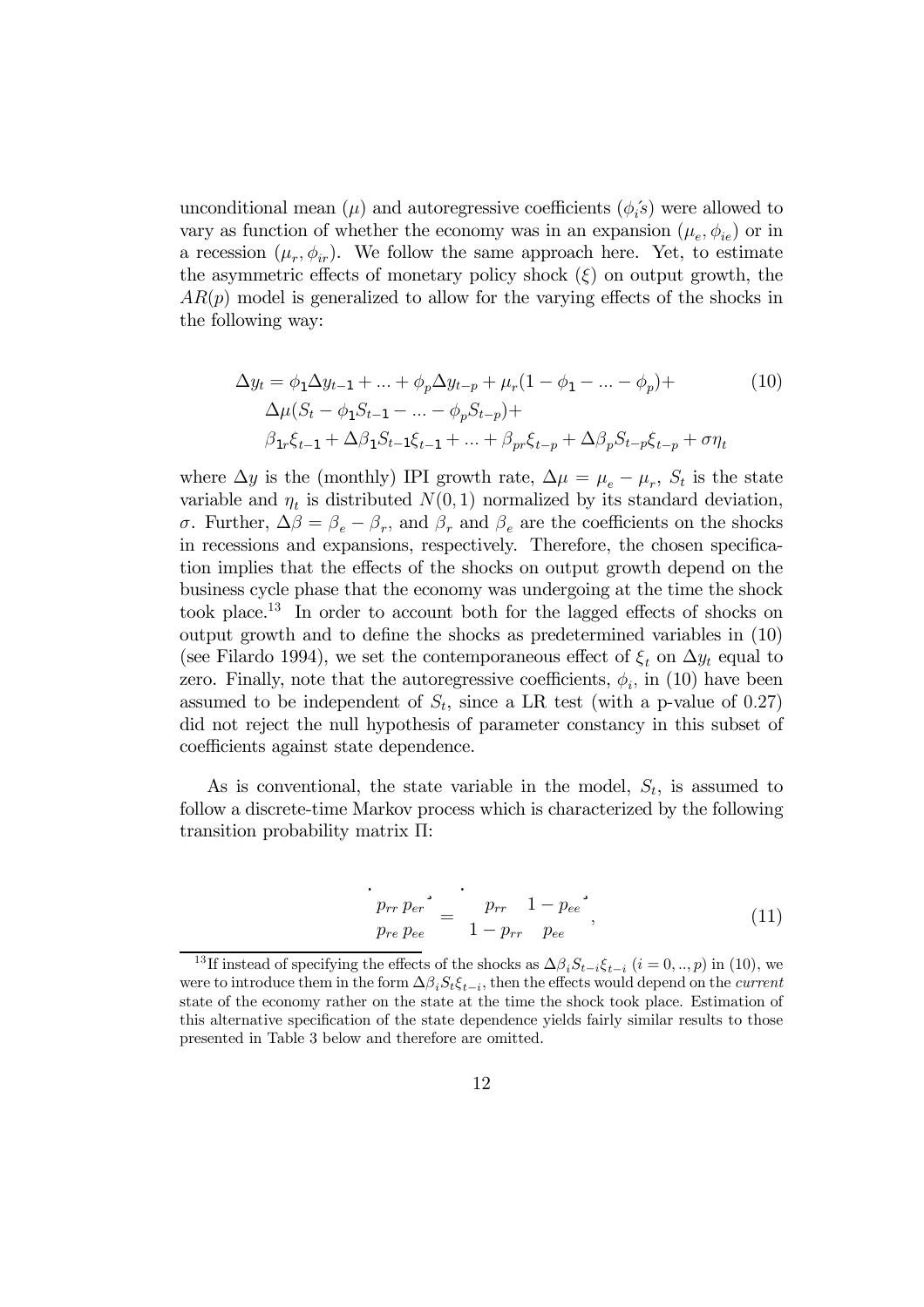unconditional mean ($\mu$) and autoregressive coefficients ($\phi_i's$) were allowed to vary as function of whether the economy was in an expansion ($\mu_e, \phi_{ie}$) or in a recession ($\mu_r, \phi_{ir}$). We follow the same approach here. Yet, to estimate the asymmetric effects of monetary policy shock ($\xi$) on output growth, the $AR(p)$ model is generalized to allow for the varying effects of the shocks in the following way:

$$
\begin{aligned}
\Delta y_t = \; & \phi_1 \Delta y_{t-1} + ... + \phi_p \Delta y_{t-p} + \mu_r (1 - \phi_1 - ... - \phi_p) + \\
& \Delta\mu (S_t - \phi_1 S_{t-1} - ... - \phi_p S_{t-p}) + \\
& \beta_{1r} \xi_{t-1} + \Delta\beta_1 S_{t-1} \xi_{t-1} + ... + \beta_{pr} \xi_{t-p} + \Delta\beta_p S_{t-p} \xi_{t-p} + \sigma \eta_t
\end{aligned} \tag{10}
$$

where $\Delta y$ is the (monthly) IPI growth rate, $\Delta\mu = \mu_e - \mu_r$, $S_t$ is the state variable and $\eta_t$ is distributed $N(0, 1)$ normalized by its standard deviation, $\sigma$. Further, $\Delta\beta = \beta_e - \beta_r$, and $\beta_r$ and $\beta_e$ are the coefficients on the shocks in recessions and expansions, respectively. Therefore, the chosen specification implies that the effects of the shocks on output growth depend on the business cycle phase that the economy was undergoing at the time the shock took place.[13] In order to account both for the lagged effects of shocks on output growth and to define the shocks as predetermined variables in (10) (see Filardo 1994), we set the contemporaneous effect of $\xi_t$ on $\Delta y_t$ equal to zero. Finally, note that the autoregressive coefficients, $\phi_i$, in (10) have been assumed to be independent of $S_t$, since a LR test (with a p-value of 0.27) did not reject the null hypothesis of parameter constancy in this subset of coefficients against state dependence.

As is conventional, the state variable in the model, $S_t$, is assumed to follow a discrete-time Markov process which is characterized by the following transition probability matrix $\Pi$:

$$
\begin{bmatrix} p_{rr} & p_{er} \\ p_{re} & p_{ee} \end{bmatrix} = \begin{bmatrix} p_{rr} & 1 - p_{ee} \\ 1 - p_{rr} & p_{ee} \end{bmatrix}, \tag{11}
$$

[13] If instead of specifying the effects of the shocks as $\Delta\beta_i S_{t-i} \xi_{t-i}$ $(i = 0, .., p)$ in (10), we were to introduce them in the form $\Delta\beta_i S_t \xi_{t-i}$, then the effects would depend on the *current* state of the economy rather on the state at the time the shock took place. Estimation of this alternative specification of the state dependence yields fairly similar results to those presented in Table 3 below and therefore are omitted.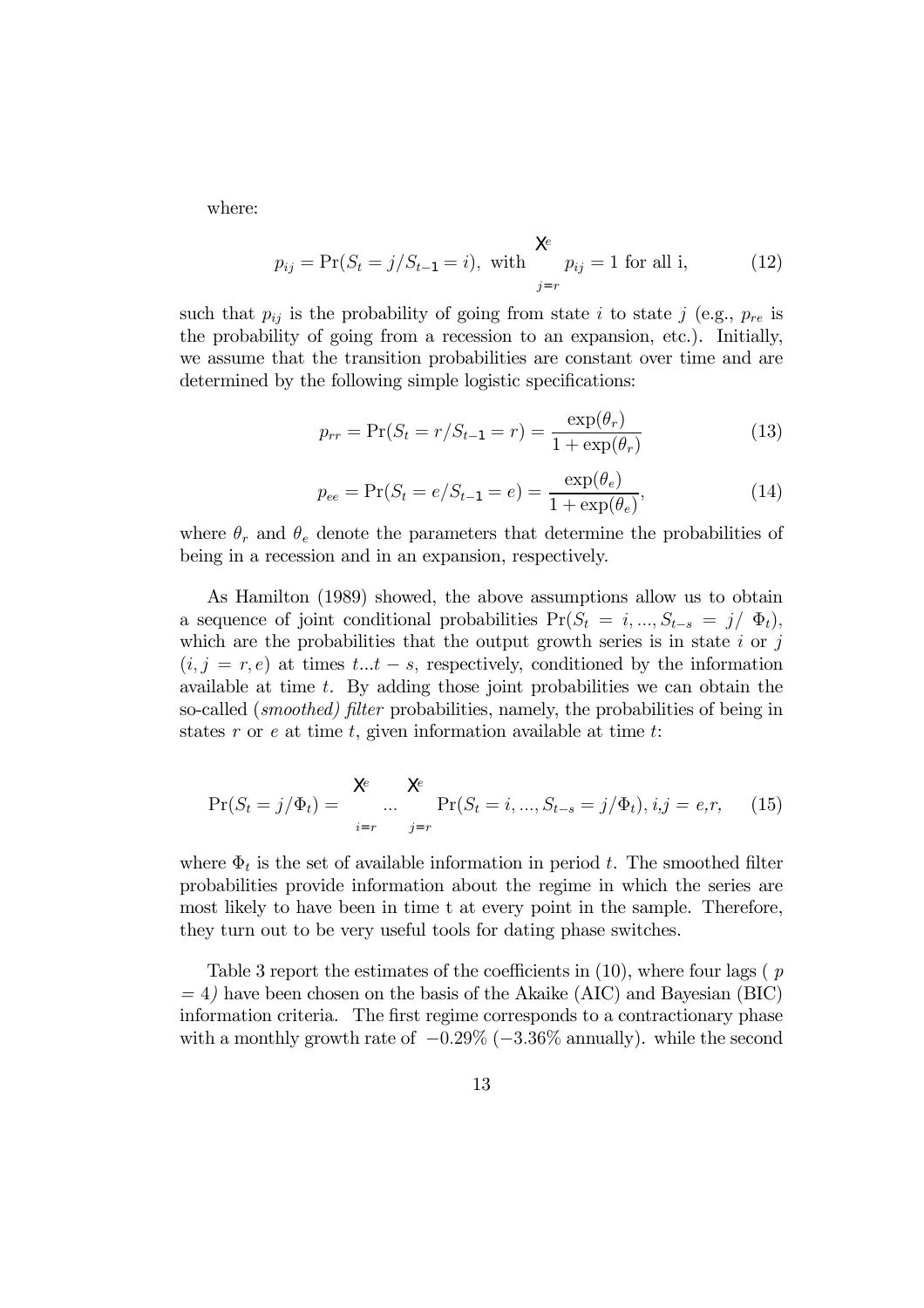where:

$$p_{ij} = \Pr(S_t = j/S_{t-1} = i), \text{ with } \sum_{j=r}^{e} p_{ij} = 1 \text{ for all i,} \tag{12}$$

such that $p_{ij}$ is the probability of going from state $i$ to state $j$ (e.g., $p_{re}$ is the probability of going from a recession to an expansion, etc.). Initially, we assume that the transition probabilities are constant over time and are determined by the following simple logistic specifications:

$$p_{rr} = \Pr(S_t = r/S_{t-1} = r) = \frac{\exp(\theta_r)}{1 + \exp(\theta_r)} \tag{13}$$

$$p_{ee} = \Pr(S_t = e/S_{t-1} = e) = \frac{\exp(\theta_e)}{1 + \exp(\theta_e)}, \tag{14}$$

where $\theta_r$ and $\theta_e$ denote the parameters that determine the probabilities of being in a recession and in an expansion, respectively.

As Hamilton (1989) showed, the above assumptions allow us to obtain a sequence of joint conditional probabilities $\Pr(S_t = i, ..., S_{t-s} = j/ \Phi_t)$, which are the probabilities that the output growth series is in state $i$ or $j$ $(i, j = r, e)$ at times $t...t - s$, respectively, conditioned by the information available at time $t$. By adding those joint probabilities we can obtain the so-called (*smoothed) filter* probabilities, namely, the probabilities of being in states $r$ or $e$ at time $t$, given information available at time $t$:

$$\Pr(S_t = j/\Phi_t) = \sum_{i=r}^{e} ... \sum_{j=r}^{e} \Pr(S_t = i, ..., S_{t-s} = j/\Phi_t), i,j = e,r, \tag{15}$$

where $\Phi_t$ is the set of available information in period $t$. The smoothed filter probabilities provide information about the regime in which the series are most likely to have been in time t at every point in the sample. Therefore, they turn out to be very useful tools for dating phase switches.

Table 3 report the estimates of the coefficients in (10), where four lags ( $p = 4$) have been chosen on the basis of the Akaike (AIC) and Bayesian (BIC) information criteria. The first regime corresponds to a contractionary phase with a monthly growth rate of $-0.29\%$ ($-3.36\%$ annually). while the second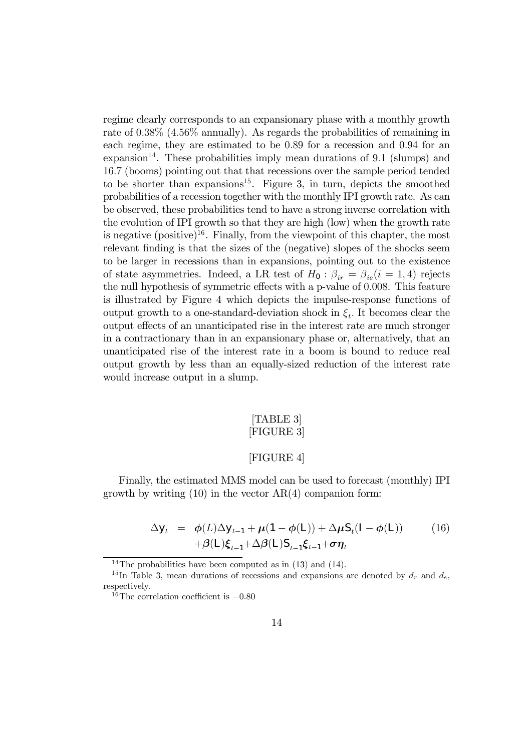regime clearly corresponds to an expansionary phase with a monthly growth rate of 0.38% (4.56% annually). As regards the probabilities of remaining in each regime, they are estimated to be 0.89 for a recession and 0.94 for an expansion[14]. These probabilities imply mean durations of 9.1 (slumps) and 16.7 (booms) pointing out that that recessions over the sample period tended to be shorter than expansions[15]. Figure 3, in turn, depicts the smoothed probabilities of a recession together with the monthly IPI growth rate. As can be observed, these probabilities tend to have a strong inverse correlation with the evolution of IPI growth so that they are high (low) when the growth rate is negative (positive)[16]. Finally, from the viewpoint of this chapter, the most relevant finding is that the sizes of the (negative) slopes of the shocks seem to be larger in recessions than in expansions, pointing out to the existence of state asymmetries. Indeed, a LR test of $H_0 : \beta_{ir} = \beta_{ie} (i = 1, 4)$ rejects the null hypothesis of symmetric effects with a p-value of 0.008. This feature is illustrated by Figure 4 which depicts the impulse-response functions of output growth to a one-standard-deviation shock in $\xi_t$. It becomes clear the output effects of an unanticipated rise in the interest rate are much stronger in a contractionary than in an expansionary phase or, alternatively, that an unanticipated rise of the interest rate in a boom is bound to reduce real output growth by less than an equally-sized reduction of the interest rate would increase output in a slump.

[TABLE 3]
[FIGURE 3]

[FIGURE 4]

Finally, the estimated MMS model can be used to forecast (monthly) IPI growth by writing (10) in the vector AR(4) companion form:

$$\begin{aligned} \Delta \mathbf{y}_t &= \boldsymbol{\phi}(L)\Delta \mathbf{y}_{t-1} + \boldsymbol{\mu}(\mathbf{1} - \boldsymbol{\phi}(\mathsf{L})) + \Delta\boldsymbol{\mu}\mathsf{S}_t(\mathsf{I} - \boldsymbol{\phi}(\mathsf{L})) \\ &\quad + \boldsymbol{\beta}(\mathsf{L})\boldsymbol{\xi}_{t-1} + \Delta\boldsymbol{\beta}(\mathsf{L})\mathsf{S}_{t-1}\boldsymbol{\xi}_{t-1} + \boldsymbol{\sigma}\boldsymbol{\eta}_t \end{aligned} \tag{16}$$

[14] The probabilities have been computed as in (13) and (14).

[15] In Table 3, mean durations of recessions and expansions are denoted by $d_r$ and $d_e$, respectively.

[16] The correlation coefficient is $-0.80$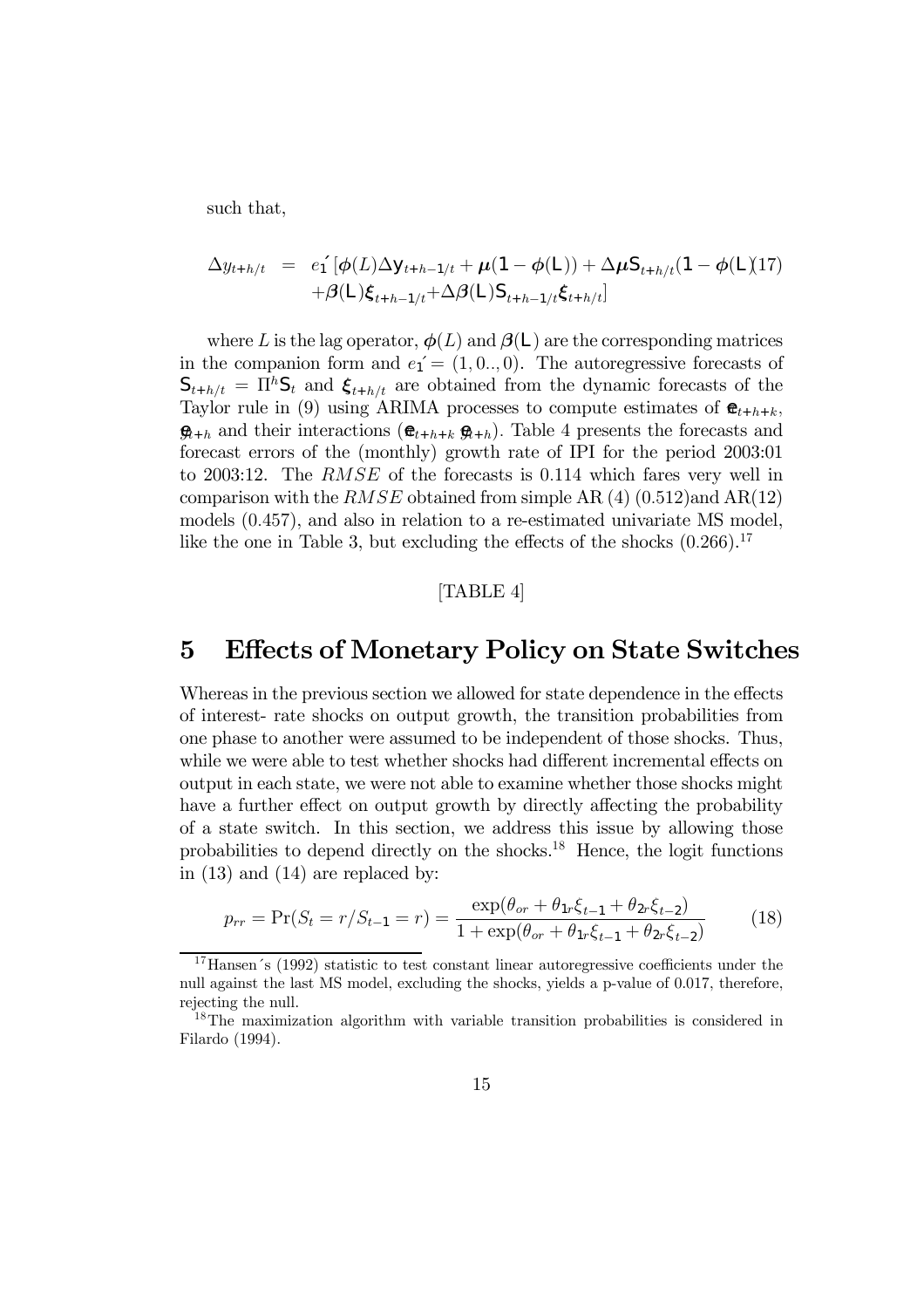such that,

$$\Delta y_{t+h/t} = e_1' [\phi(L)\Delta \mathbf{y}_{t+h-1/t} + \boldsymbol{\mu}(\mathbf{1} - \phi(\mathbf{L})) + \Delta\boldsymbol{\mu}\mathbf{S}_{t+h/t}(\mathbf{1} - \phi(\mathbf{L}))
+\boldsymbol{\beta}(\mathbf{L})\boldsymbol{\xi}_{t+h-1/t} + \Delta\boldsymbol{\beta}(\mathbf{L})\mathbf{S}_{t+h-1/t}\boldsymbol{\xi}_{t+h/t}] \tag{17}$$

where $L$ is the lag operator, $\phi(L)$ and $\boldsymbol{\beta}(\mathbf{L})$ are the corresponding matrices in the companion form and $e_1' = (1, 0.., 0)$. The autoregressive forecasts of $\mathbf{S}_{t+h/t} = \Pi^h \mathbf{S}_t$ and $\boldsymbol{\xi}_{t+h/t}$ are obtained from the dynamic forecasts of the Taylor rule in (9) using ARIMA processes to compute estimates of $\widehat{\pi}_{t+h+k}$, $\widehat{y}_{t+h}$ and their interactions ($\widehat{\pi}_{t+h+k}\ \widehat{y}_{t+h}$). Table 4 presents the forecasts and forecast errors of the (monthly) growth rate of IPI for the period 2003:01 to 2003:12. The $RMSE$ of the forecasts is 0.114 which fares very well in comparison with the $RMSE$ obtained from simple AR (4) (0.512)and AR(12) models (0.457), and also in relation to a re-estimated univariate MS model, like the one in Table 3, but excluding the effects of the shocks (0.266).[17]

[TABLE 4]

# 5 Effects of Monetary Policy on State Switches

Whereas in the previous section we allowed for state dependence in the effects of interest- rate shocks on output growth, the transition probabilities from one phase to another were assumed to be independent of those shocks. Thus, while we were able to test whether shocks had different incremental effects on output in each state, we were not able to examine whether those shocks might have a further effect on output growth by directly affecting the probability of a state switch. In this section, we address this issue by allowing those probabilities to depend directly on the shocks.[18] Hence, the logit functions in (13) and (14) are replaced by:

$$p_{rr} = \Pr(S_t = r/S_{t-1} = r) = \frac{\exp(\theta_{or} + \theta_{1r}\xi_{t-1} + \theta_{2r}\xi_{t-2})}{1 + \exp(\theta_{or} + \theta_{1r}\xi_{t-1} + \theta_{2r}\xi_{t-2})} \tag{18}$$

---

[17] Hansen´s (1992) statistic to test constant linear autoregressive coefficients under the null against the last MS model, excluding the shocks, yields a p-value of 0.017, therefore, rejecting the null.

[18] The maximization algorithm with variable transition probabilities is considered in Filardo (1994).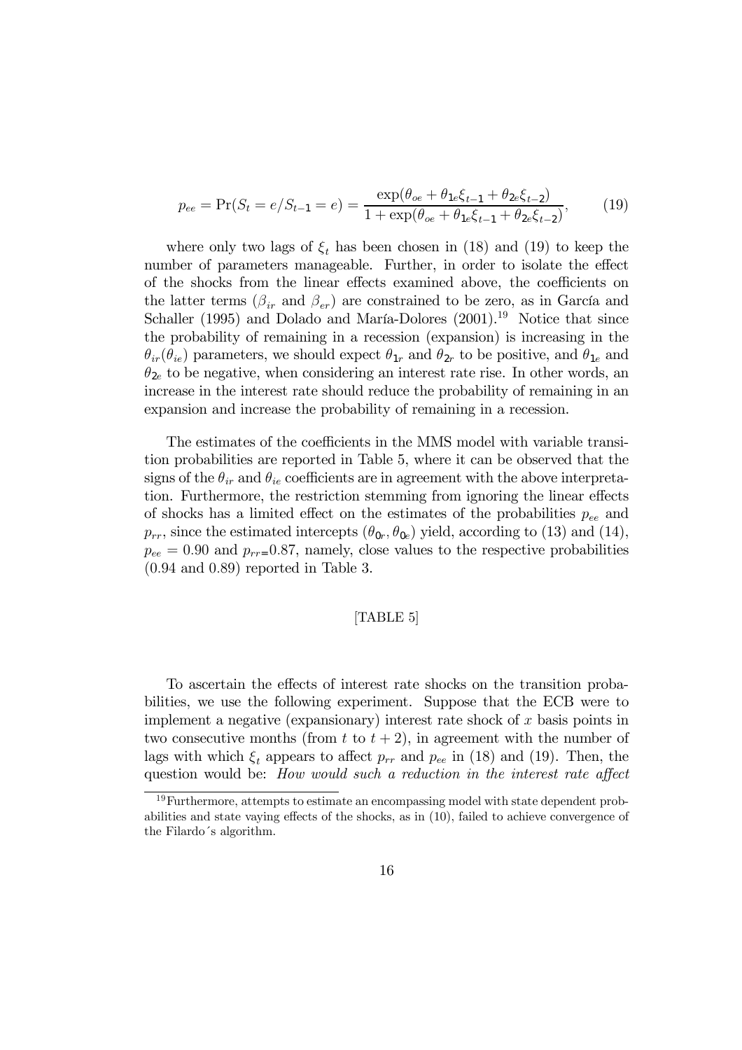$$p_{ee} = \Pr(S_t = e/S_{t-1} = e) = \frac{\exp(\theta_{oe} + \theta_{1e}\xi_{t-1} + \theta_{2e}\xi_{t-2})}{1 + \exp(\theta_{oe} + \theta_{1e}\xi_{t-1} + \theta_{2e}\xi_{t-2})}, \qquad (19)$$

where only two lags of $\xi_t$ has been chosen in (18) and (19) to keep the number of parameters manageable. Further, in order to isolate the effect of the shocks from the linear effects examined above, the coefficients on the latter terms ($\beta_{ir}$ and $\beta_{er}$) are constrained to be zero, as in García and Schaller (1995) and Dolado and María-Dolores (2001).[19] Notice that since the probability of remaining in a recession (expansion) is increasing in the $\theta_{ir}(\theta_{ie})$ parameters, we should expect $\theta_{1r}$ and $\theta_{2r}$ to be positive, and $\theta_{1e}$ and $\theta_{2e}$ to be negative, when considering an interest rate rise. In other words, an increase in the interest rate should reduce the probability of remaining in an expansion and increase the probability of remaining in a recession.

The estimates of the coefficients in the MMS model with variable transition probabilities are reported in Table 5, where it can be observed that the signs of the $\theta_{ir}$ and $\theta_{ie}$ coefficients are in agreement with the above interpretation. Furthermore, the restriction stemming from ignoring the linear effects of shocks has a limited effect on the estimates of the probabilities $p_{ee}$ and $p_{rr}$, since the estimated intercepts $(\theta_{0r}, \theta_{0e})$ yield, according to (13) and (14), $p_{ee} = 0.90$ and $p_{rr}$=0.87, namely, close values to the respective probabilities (0.94 and 0.89) reported in Table 3.

[TABLE 5]

To ascertain the effects of interest rate shocks on the transition probabilities, we use the following experiment. Suppose that the ECB were to implement a negative (expansionary) interest rate shock of $x$ basis points in two consecutive months (from $t$ to $t+2$), in agreement with the number of lags with which $\xi_t$ appears to affect $p_{rr}$ and $p_{ee}$ in (18) and (19). Then, the question would be: *How would such a reduction in the interest rate affect*

[19] Furthermore, attempts to estimate an encompassing model with state dependent probabilities and state vaying effects of the shocks, as in (10), failed to achieve convergence of the Filardo´s algorithm.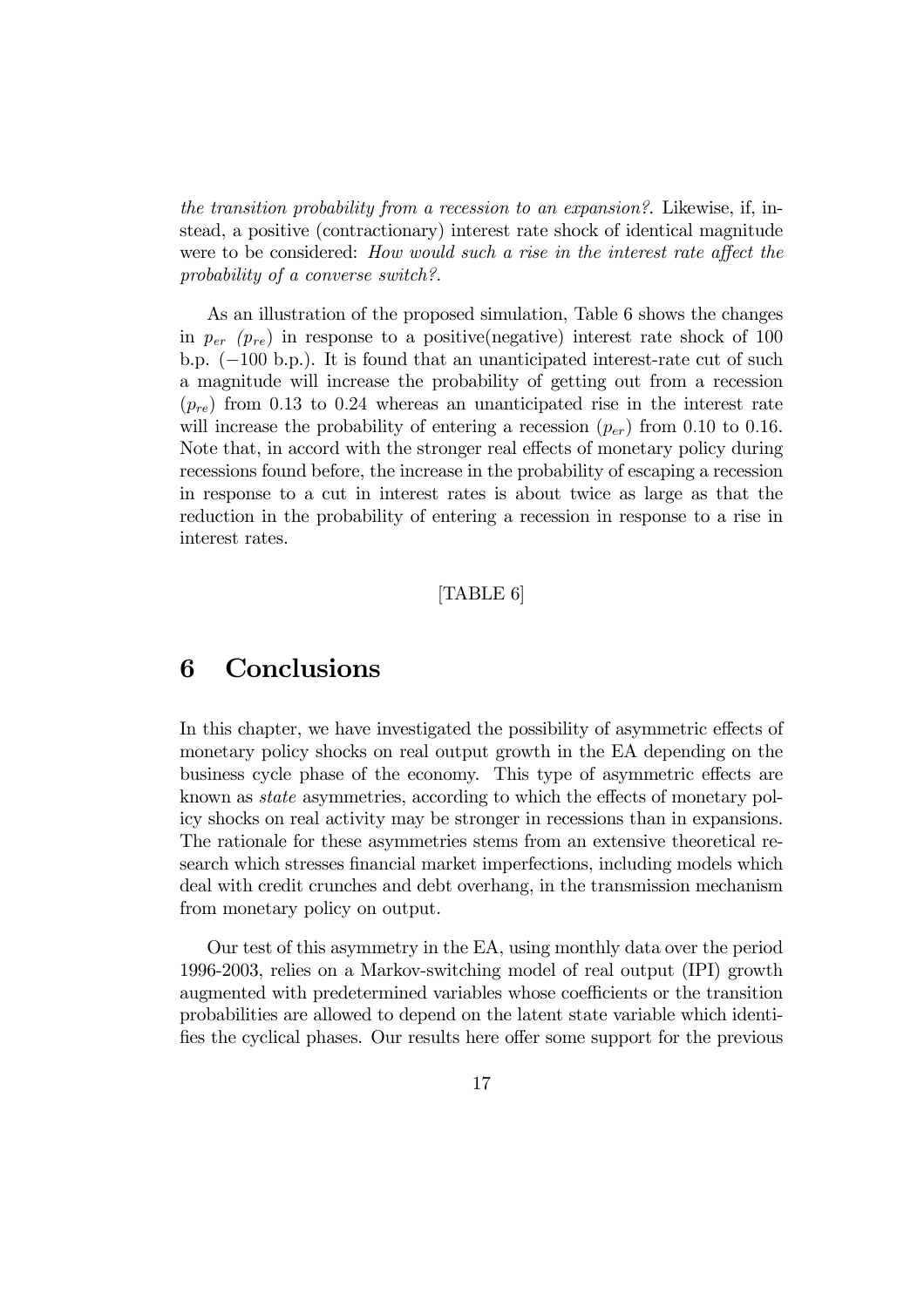*the transition probability from a recession to an expansion?*. Likewise, if, instead, a positive (contractionary) interest rate shock of identical magnitude were to be considered: *How would such a rise in the interest rate affect the probability of a converse switch?*.

As an illustration of the proposed simulation, Table 6 shows the changes in $p_{er}$ ($p_{re}$) in response to a positive(negative) interest rate shock of 100 b.p. ($-100$ b.p.). It is found that an unanticipated interest-rate cut of such a magnitude will increase the probability of getting out from a recession ($p_{re}$) from 0.13 to 0.24 whereas an unanticipated rise in the interest rate will increase the probability of entering a recession ($p_{er}$) from 0.10 to 0.16. Note that, in accord with the stronger real effects of monetary policy during recessions found before, the increase in the probability of escaping a recession in response to a cut in interest rates is about twice as large as that the reduction in the probability of entering a recession in response to a rise in interest rates.

[TABLE 6]

# 6 Conclusions

In this chapter, we have investigated the possibility of asymmetric effects of monetary policy shocks on real output growth in the EA depending on the business cycle phase of the economy. This type of asymmetric effects are known as *state* asymmetries, according to which the effects of monetary policy shocks on real activity may be stronger in recessions than in expansions. The rationale for these asymmetries stems from an extensive theoretical research which stresses financial market imperfections, including models which deal with credit crunches and debt overhang, in the transmission mechanism from monetary policy on output.

Our test of this asymmetry in the EA, using monthly data over the period 1996-2003, relies on a Markov-switching model of real output (IPI) growth augmented with predetermined variables whose coefficients or the transition probabilities are allowed to depend on the latent state variable which identifies the cyclical phases. Our results here offer some support for the previous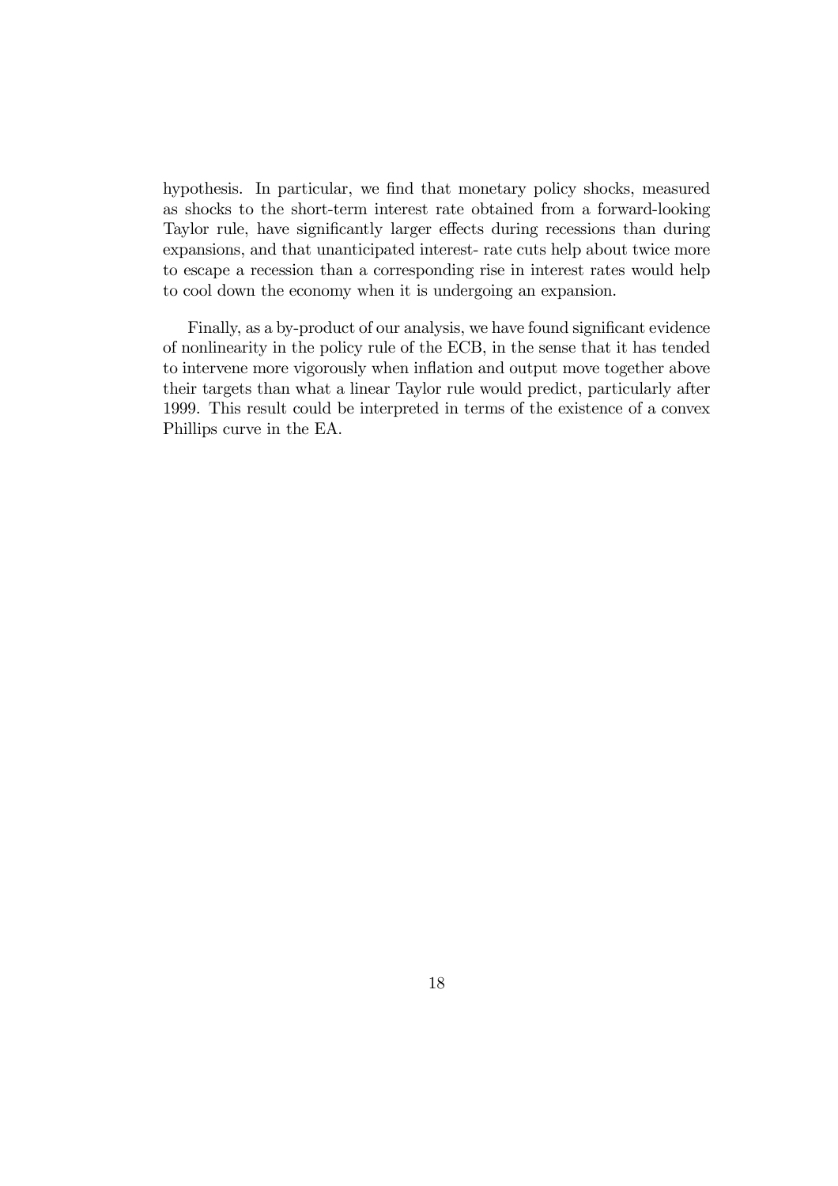hypothesis. In particular, we find that monetary policy shocks, measured as shocks to the short-term interest rate obtained from a forward-looking Taylor rule, have significantly larger effects during recessions than during expansions, and that unanticipated interest- rate cuts help about twice more to escape a recession than a corresponding rise in interest rates would help to cool down the economy when it is undergoing an expansion.

Finally, as a by-product of our analysis, we have found significant evidence of nonlinearity in the policy rule of the ECB, in the sense that it has tended to intervene more vigorously when inflation and output move together above their targets than what a linear Taylor rule would predict, particularly after 1999. This result could be interpreted in terms of the existence of a convex Phillips curve in the EA.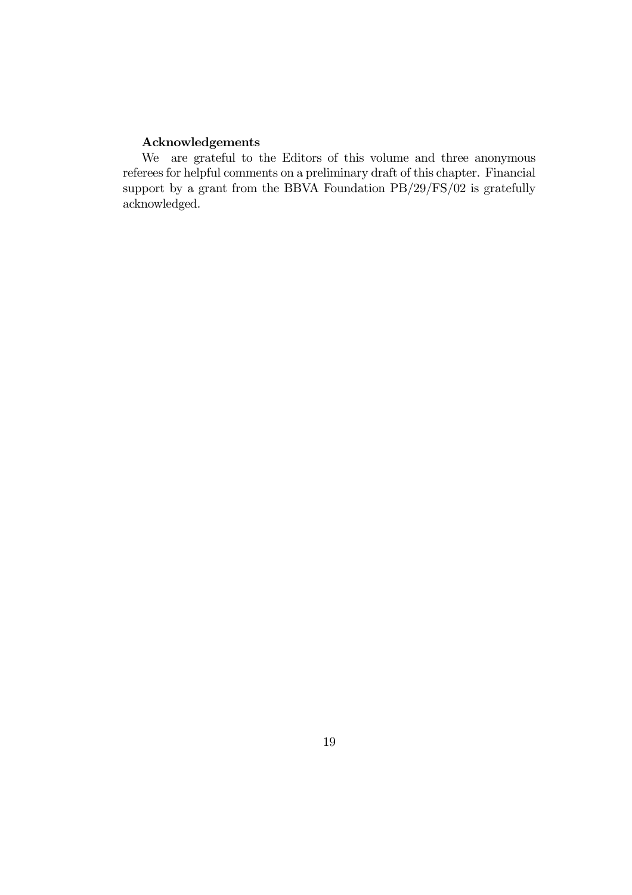**Acknowledgements**

We are grateful to the Editors of this volume and three anonymous referees for helpful comments on a preliminary draft of this chapter. Financial support by a grant from the BBVA Foundation PB/29/FS/02 is gratefully acknowledged.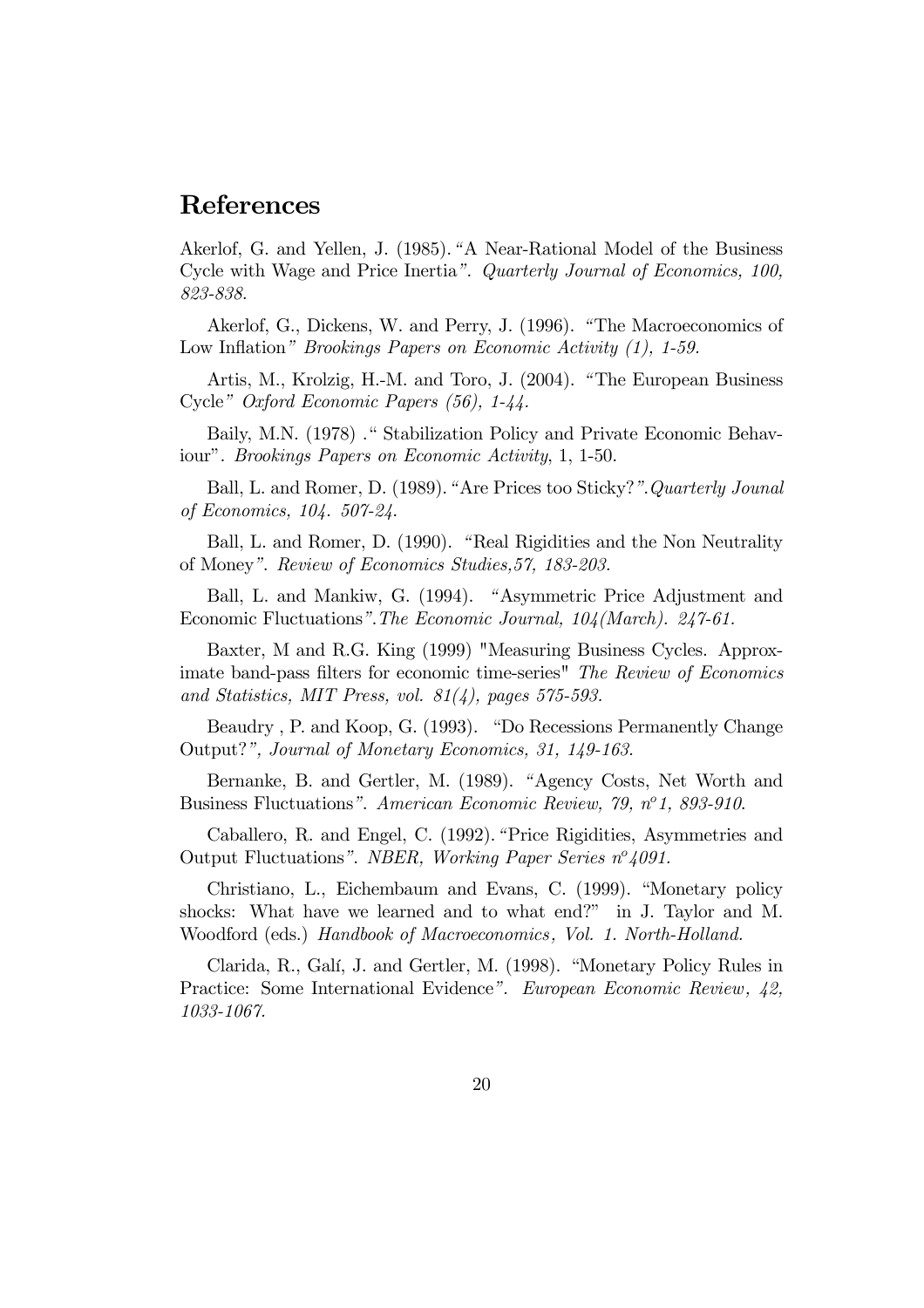## References

Akerlof, G. and Yellen, J. (1985). "A Near-Rational Model of the Business Cycle with Wage and Price Inertia". *Quarterly Journal of Economics, 100, 823-838.*

Akerlof, G., Dickens, W. and Perry, J. (1996). "The Macroeconomics of Low Inflation" *Brookings Papers on Economic Activity (1), 1-59.*

Artis, M., Krolzig, H.-M. and Toro, J. (2004). "The European Business Cycle" *Oxford Economic Papers (56), 1-44.*

Baily, M.N. (1978) ." Stabilization Policy and Private Economic Behaviour". *Brookings Papers on Economic Activity*, 1, 1-50.

Ball, L. and Romer, D. (1989). "Are Prices too Sticky?".*Quarterly Jounal of Economics, 104. 507-24.*

Ball, L. and Romer, D. (1990). "Real Rigidities and the Non Neutrality of Money". *Review of Economics Studies,57, 183-203.*

Ball, L. and Mankiw, G. (1994). "Asymmetric Price Adjustment and Economic Fluctuations".*The Economic Journal, 104(March). 247-61.*

Baxter, M and R.G. King (1999) "Measuring Business Cycles. Approximate band-pass filters for economic time-series" *The Review of Economics and Statistics, MIT Press, vol. 81(4), pages 575-593.*

Beaudry , P. and Koop, G. (1993). "Do Recessions Permanently Change Output?", *Journal of Monetary Economics, 31, 149-163.*

Bernanke, B. and Gertler, M. (1989). "Agency Costs, Net Worth and Business Fluctuations". *American Economic Review, 79, nº1, 893-910.*

Caballero, R. and Engel, C. (1992). "Price Rigidities, Asymmetries and Output Fluctuations". *NBER, Working Paper Series nº4091.*

Christiano, L., Eichembaum and Evans, C. (1999). "Monetary policy shocks: What have we learned and to what end?" in J. Taylor and M. Woodford (eds.) *Handbook of Macroeconomics, Vol. 1. North-Holland.*

Clarida, R., Galí, J. and Gertler, M. (1998). "Monetary Policy Rules in Practice: Some International Evidence". *European Economic Review, 42, 1033-1067.*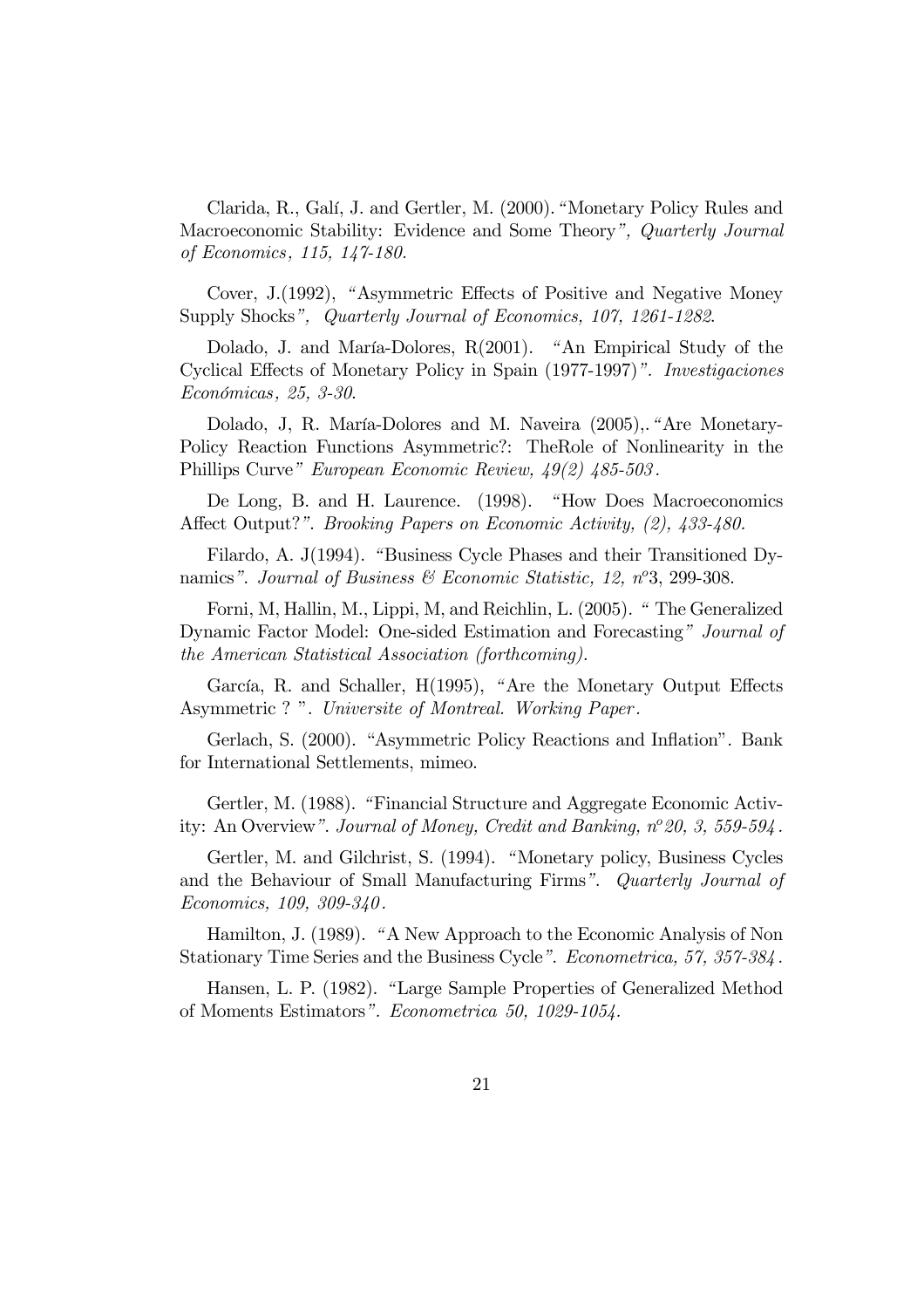Clarida, R., Galí, J. and Gertler, M. (2000). "Monetary Policy Rules and Macroeconomic Stability: Evidence and Some Theory", *Quarterly Journal of Economics, 115, 147-180.*

Cover, J.(1992), "Asymmetric Effects of Positive and Negative Money Supply Shocks", *Quarterly Journal of Economics, 107, 1261-1282.*

Dolado, J. and María-Dolores, R(2001). "An Empirical Study of the Cyclical Effects of Monetary Policy in Spain (1977-1997)". *Investigaciones Económicas, 25, 3-30.*

Dolado, J, R. María-Dolores and M. Naveira (2005),. "Are Monetary-Policy Reaction Functions Asymmetric?: TheRole of Nonlinearity in the Phillips Curve" *European Economic Review, 49(2) 485-503.*

De Long, B. and H. Laurence. (1998). "How Does Macroeconomics Affect Output?". *Brooking Papers on Economic Activity, (2), 433-480.*

Filardo, A. J(1994). "Business Cycle Phases and their Transitioned Dynamics". *Journal of Business & Economic Statistic, 12, nº*3, 299-308.

Forni, M, Hallin, M., Lippi, M, and Reichlin, L. (2005). " The Generalized Dynamic Factor Model: One-sided Estimation and Forecasting" *Journal of the American Statistical Association (forthcoming).*

García, R. and Schaller, H(1995), "Are the Monetary Output Effects Asymmetric ? ". *Universite of Montreal. Working Paper.*

Gerlach, S. (2000). "Asymmetric Policy Reactions and Inflation". Bank for International Settlements, mimeo.

Gertler, M. (1988). "Financial Structure and Aggregate Economic Activity: An Overview". *Journal of Money, Credit and Banking, nº20, 3, 559-594.*

Gertler, M. and Gilchrist, S. (1994). "Monetary policy, Business Cycles and the Behaviour of Small Manufacturing Firms". *Quarterly Journal of Economics, 109, 309-340.*

Hamilton, J. (1989). "A New Approach to the Economic Analysis of Non Stationary Time Series and the Business Cycle". *Econometrica, 57, 357-384.*

Hansen, L. P. (1982). "Large Sample Properties of Generalized Method of Moments Estimators". *Econometrica 50, 1029-1054.*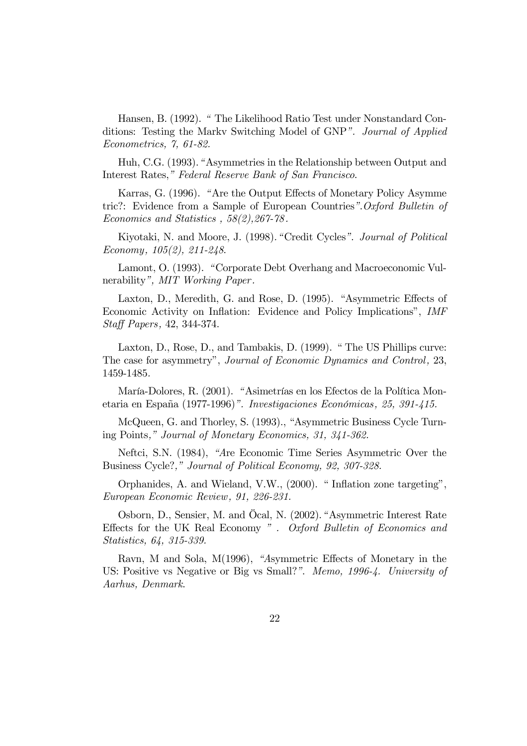Hansen, B. (1992). " The Likelihood Ratio Test under Nonstandard Conditions: Testing the Markv Switching Model of GNP*". Journal of Applied Econometrics, 7, 61-82.*

Huh, C.G. (1993). "Asymmetries in the Relationship between Output and Interest Rates,*" Federal Reserve Bank of San Francisco.*

Karras, G. (1996). *"*Are the Output Effects of Monetary Policy Asymmetric?: Evidence from a Sample of European Countries*".Oxford Bulletin of Economics and Statistics , 58(2),267-78.*

Kiyotaki, N. and Moore, J. (1998). "Credit Cycles*". Journal of Political Economy, 105(2), 211-248.*

Lamont, O. (1993). "Corporate Debt Overhang and Macroeconomic Vulnerability*", MIT Working Paper.*

Laxton, D., Meredith, G. and Rose, D. (1995). "Asymmetric Effects of Economic Activity on Inflation: Evidence and Policy Implications", *IMF Staff Papers*, 42, 344-374.

Laxton, D., Rose, D., and Tambakis, D. (1999). " The US Phillips curve: The case for asymmetry", *Journal of Economic Dynamics and Control*, 23, 1459-1485.

María-Dolores, R. (2001). *"*Asimetrías en los Efectos de la Política Monetaria en España (1977-1996)*". Investigaciones Económicas, 25, 391-415.*

McQueen, G. and Thorley, S. (1993)., "Asymmetric Business Cycle Turning Points,*" Journal of Monetary Economics, 31, 341-362.*

Neftci, S.N. (1984), *"A*re Economic Time Series Asymmetric Over the Business Cycle?*," Journal of Political Economy, 92, 307-328.*

Orphanides, A. and Wieland, V.W., (2000). " Inflation zone targeting", *European Economic Review, 91, 226-231.*

Osborn, D., Sensier, M. and Öcal, N. (2002). "Asymmetric Interest Rate Effects for the UK Real Economy *" . Oxford Bulletin of Economics and Statistics, 64, 315-339.*

Ravn, M and Sola, M(1996), *"A*symmetric Effects of Monetary in the US: Positive vs Negative or Big vs Small?*". Memo, 1996-4. University of Aarhus, Denmark.*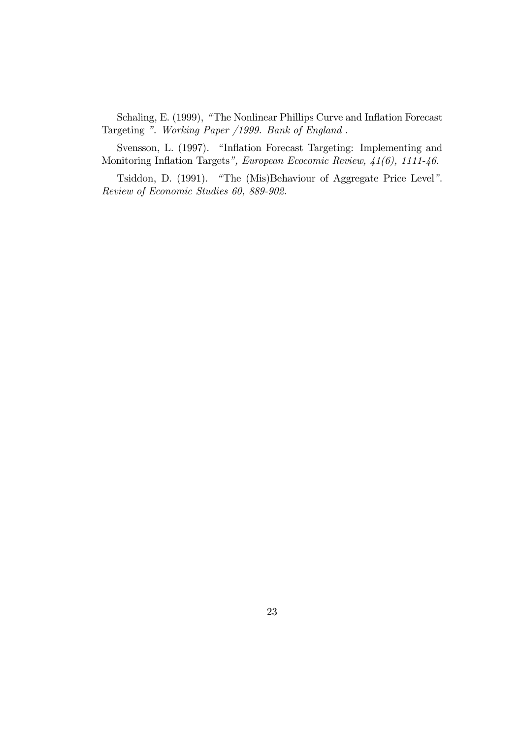Schaling, E. (1999), "The Nonlinear Phillips Curve and Inflation Forecast Targeting ". *Working Paper /1999. Bank of England .*

Svensson, L. (1997). "Inflation Forecast Targeting: Implementing and Monitoring Inflation Targets*", European Ecocomic Review, 41(6), 1111-46.*

Tsiddon, D. (1991). "The (Mis)Behaviour of Aggregate Price Level*". Review of Economic Studies 60, 889-902.*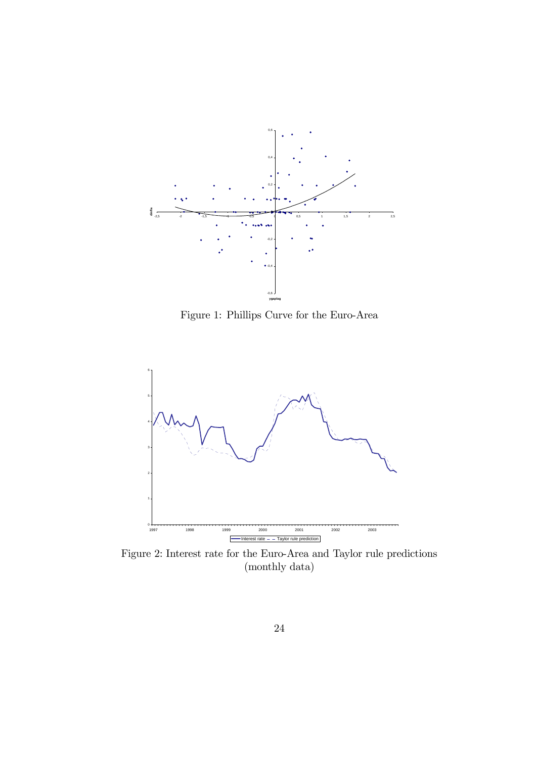Figure 1: Phillips Curve for the Euro-Area

Figure 2: Interest rate for the Euro-Area and Taylor rule predictions (monthly data)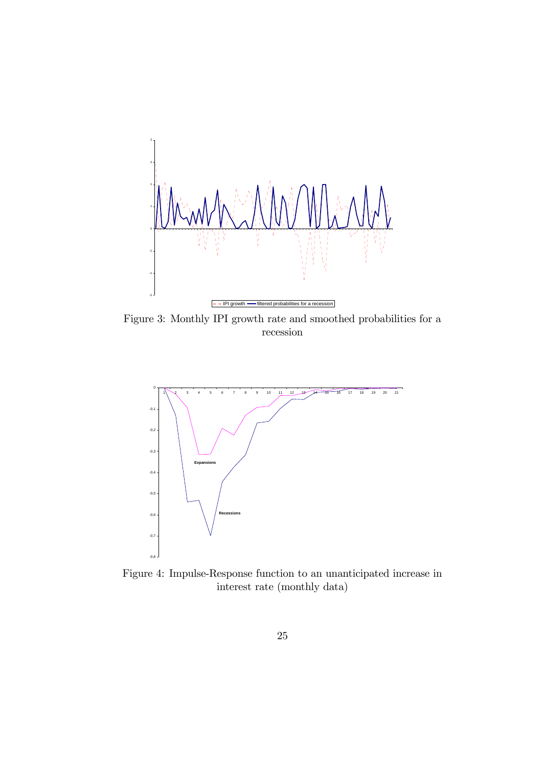Figure 3: Monthly IPI growth rate and smoothed probabilities for a recession

Figure 4: Impulse-Response function to an unanticipated increase in interest rate (monthly data)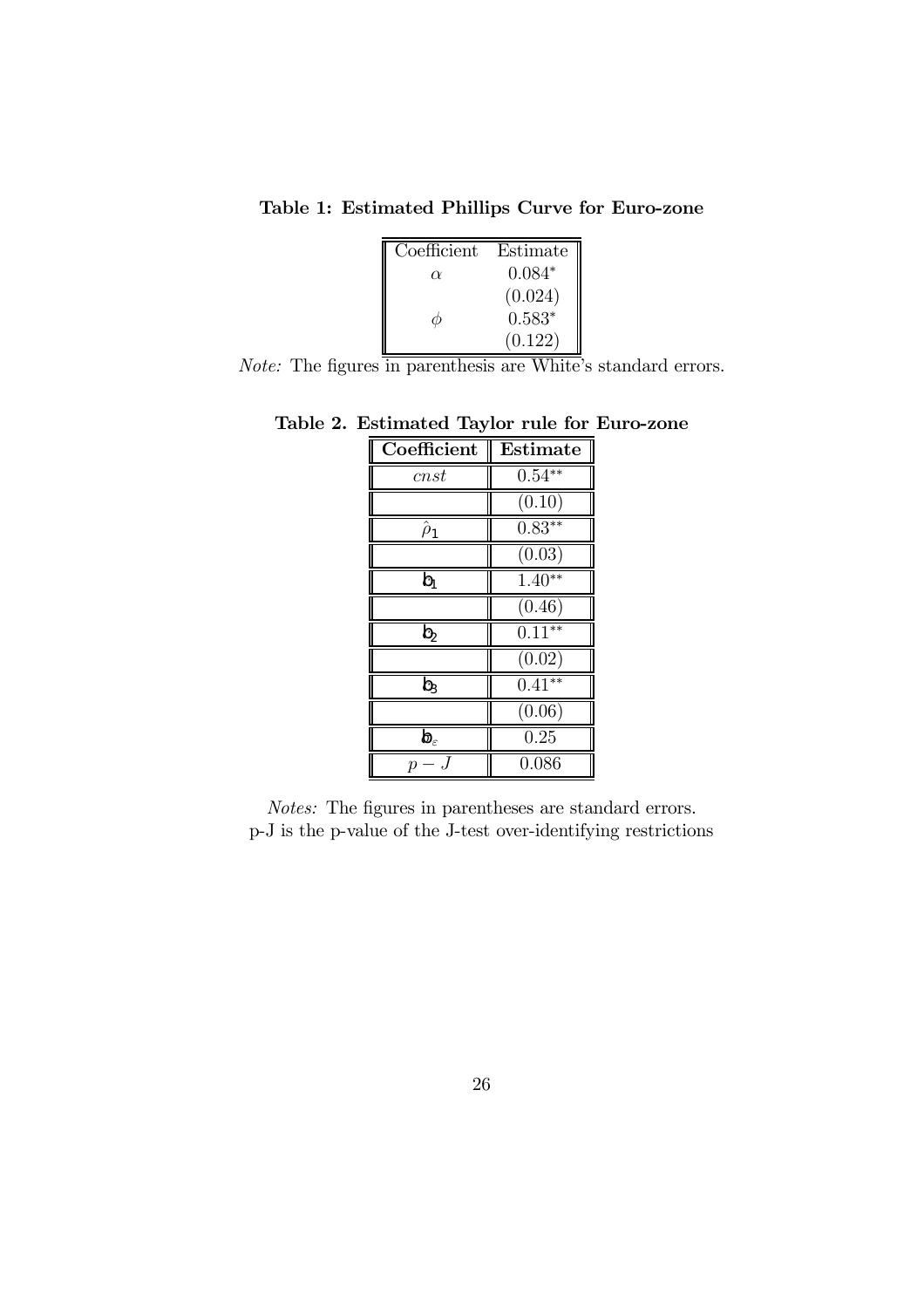**Table 1: Estimated Phillips Curve for Euro-zone**

| Coefficient | Estimate |
|---|---|
| $\alpha$ | $0.084^{*}$ |
| | $(0.024)$ |
| $\phi$ | $0.583^{*}$ |
| | $(0.122)$ |

*Note:* The figures in parenthesis are White's standard errors.

**Table 2. Estimated Taylor rule for Euro-zone**

| **Coefficient** | **Estimate** |
|---|---|
| $cnst$ | $0.54^{**}$ |
| | $(0.10)$ |
| $\hat{\rho}_1$ | $0.83^{**}$ |
| | $(0.03)$ |
| $\hat{b}_1$ | $1.40^{**}$ |
| | $(0.46)$ |
| $\hat{b}_2$ | $0.11^{**}$ |
| | $(0.02)$ |
| $\hat{b}_3$ | $0.41^{**}$ |
| | $(0.06)$ |
| $\hat{b}_{\varepsilon}$ | $0.25$ |
| $p-J$ | $0.086$ |

*Notes:* The figures in parentheses are standard errors.
p-J is the p-value of the J-test over-identifying restrictions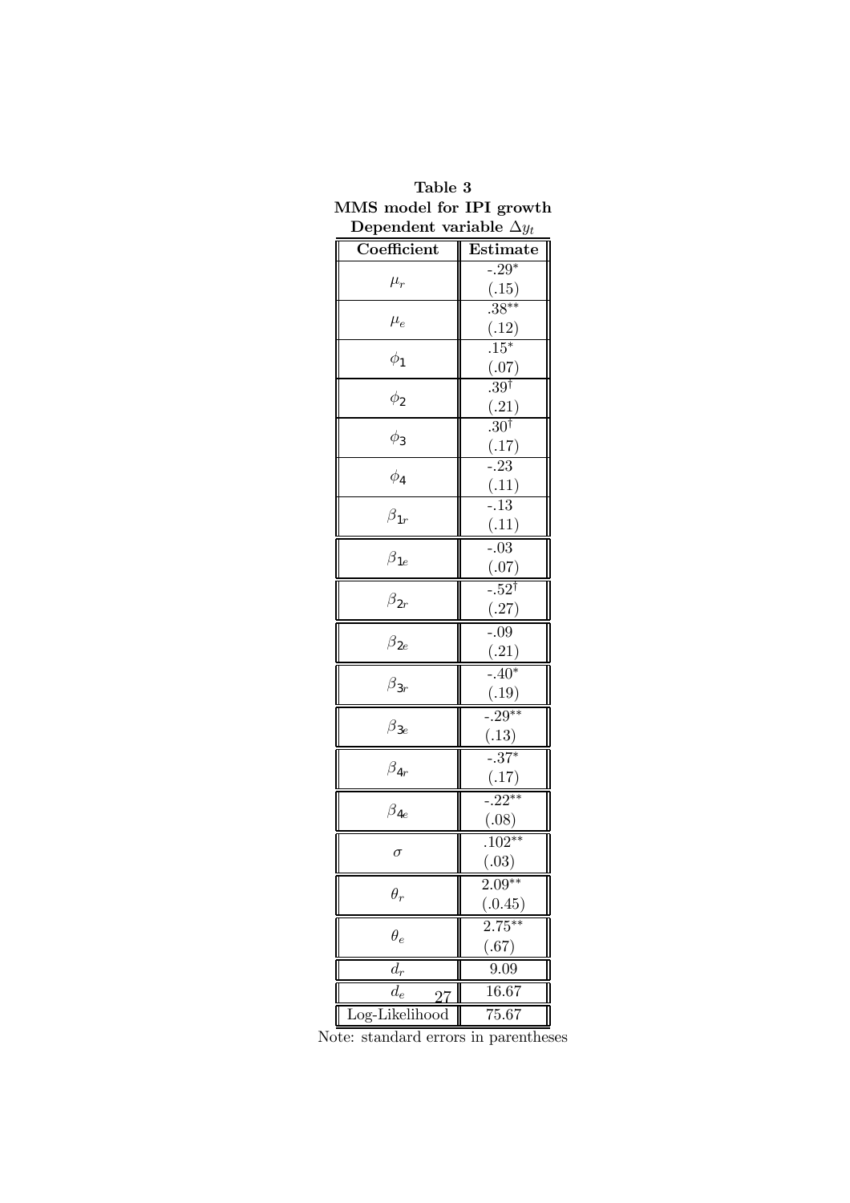**Table 3**
**MMS model for IPI growth**
**Dependent variable $\Delta y_t$**

| Coefficient | Estimate |
|---|---|
| $\mu_r$ | -.29* (.15) |
| $\mu_e$ | .38** (.12) |
| $\phi_1$ | .15* (.07) |
| $\phi_2$ | .39† (.21) |
| $\phi_3$ | .30† (.17) |
| $\phi_4$ | -.23 (.11) |
| $\beta_{1r}$ | -.13 (.11) |
| $\beta_{1e}$ | -.03 (.07) |
| $\beta_{2r}$ | -.52† (.27) |
| $\beta_{2e}$ | -.09 (.21) |
| $\beta_{3r}$ | -.40* (.19) |
| $\beta_{3e}$ | -.29** (.13) |
| $\beta_{4r}$ | -.37* (.17) |
| $\beta_{4e}$ | -.22** (.08) |
| $\sigma$ | .102** (.03) |
| $\theta_r$ | 2.09** (.0.45) |
| $\theta_e$ | 2.75** (.67) |
| $d_r$ | 9.09 |
| $d_e$ | 16.67 |
| Log-Likelihood | 75.67 |

Note: standard errors in parentheses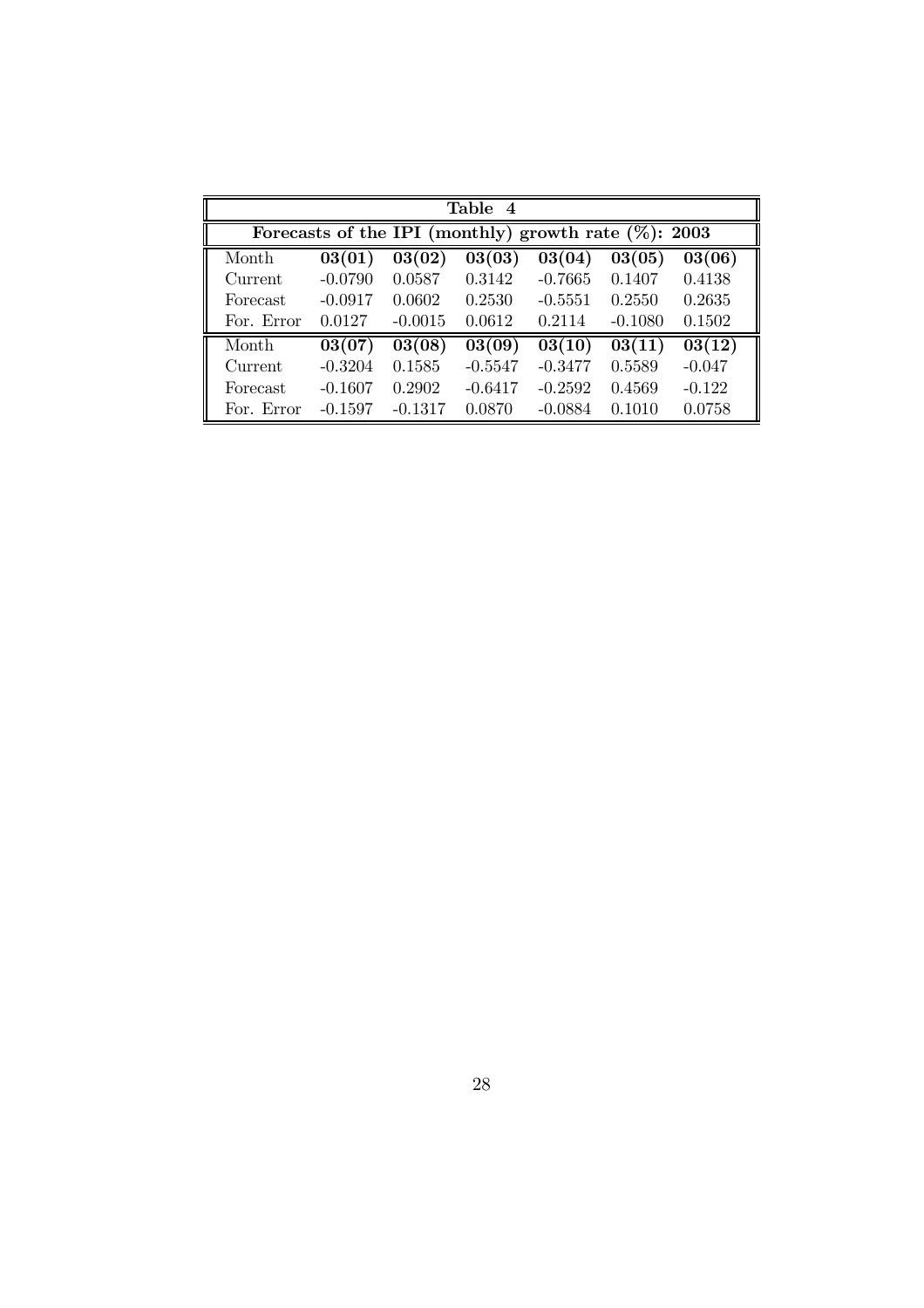**Table 4**

**Forecasts of the IPI (monthly) growth rate (%): 2003**

| Month | **03(01)** | **03(02)** | **03(03)** | **03(04)** | **03(05)** | **03(06)** |
|---|---|---|---|---|---|---|
| Current | -0.0790 | 0.0587 | 0.3142 | -0.7665 | 0.1407 | 0.4138 |
| Forecast | -0.0917 | 0.0602 | 0.2530 | -0.5551 | 0.2550 | 0.2635 |
| For. Error | 0.0127 | -0.0015 | 0.0612 | 0.2114 | -0.1080 | 0.1502 |
| Month | **03(07)** | **03(08)** | **03(09)** | **03(10)** | **03(11)** | **03(12)** |
| Current | -0.3204 | 0.1585 | -0.5547 | -0.3477 | 0.5589 | -0.047 |
| Forecast | -0.1607 | 0.2902 | -0.6417 | -0.2592 | 0.4569 | -0.122 |
| For. Error | -0.1597 | -0.1317 | 0.0870 | -0.0884 | 0.1010 | 0.0758 |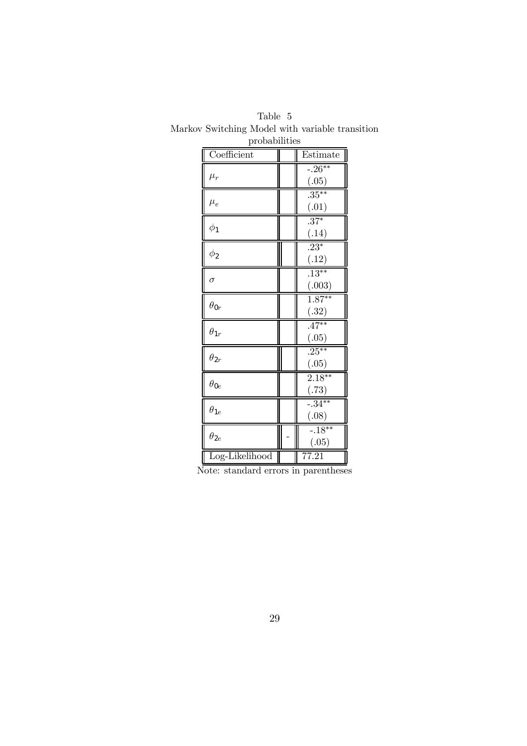Table 5

Markov Switching Model with variable transition probabilities

| Coefficient | | Estimate |
|---|---|---|
| $\mu_r$ | | -.26** (.05) |
| $\mu_e$ | | .35** (.01) |
| $\phi_1$ | | .37* (.14) |
| $\phi_2$ | | .23* (.12) |
| $\sigma$ | | .13** (.003) |
| $\theta_{0r}$ | | 1.87** (.32) |
| $\theta_{1r}$ | | .47** (.05) |
| $\theta_{2r}$ | | .25** (.05) |
| $\theta_{0e}$ | | 2.18** (.73) |
| $\theta_{1e}$ | | -.34** (.08) |
| $\theta_{2e}$ | - | -.18** (.05) |
| Log-Likelihood | | 77.21 |

Note: standard errors in parentheses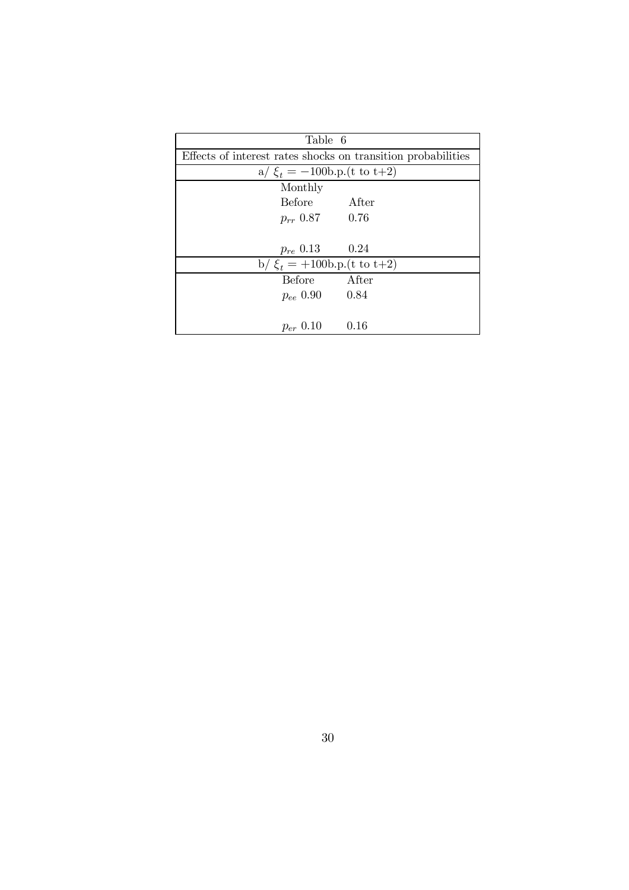Table 6

Effects of interest rates shocks on transition probabilities

| | | |
|---|---|---|
| a/ $\xi_t = -100$b.p.(t to t+2) | | |
| Monthly | | |
| | Before | After |
| $p_{rr}$ | 0.87 | 0.76 |
| $p_{re}$ | 0.13 | 0.24 |
| b/ $\xi_t = +100$b.p.(t to t+2) | | |
| | Before | After |
| $p_{ee}$ | 0.90 | 0.84 |
| $p_{er}$ | 0.10 | 0.16 |